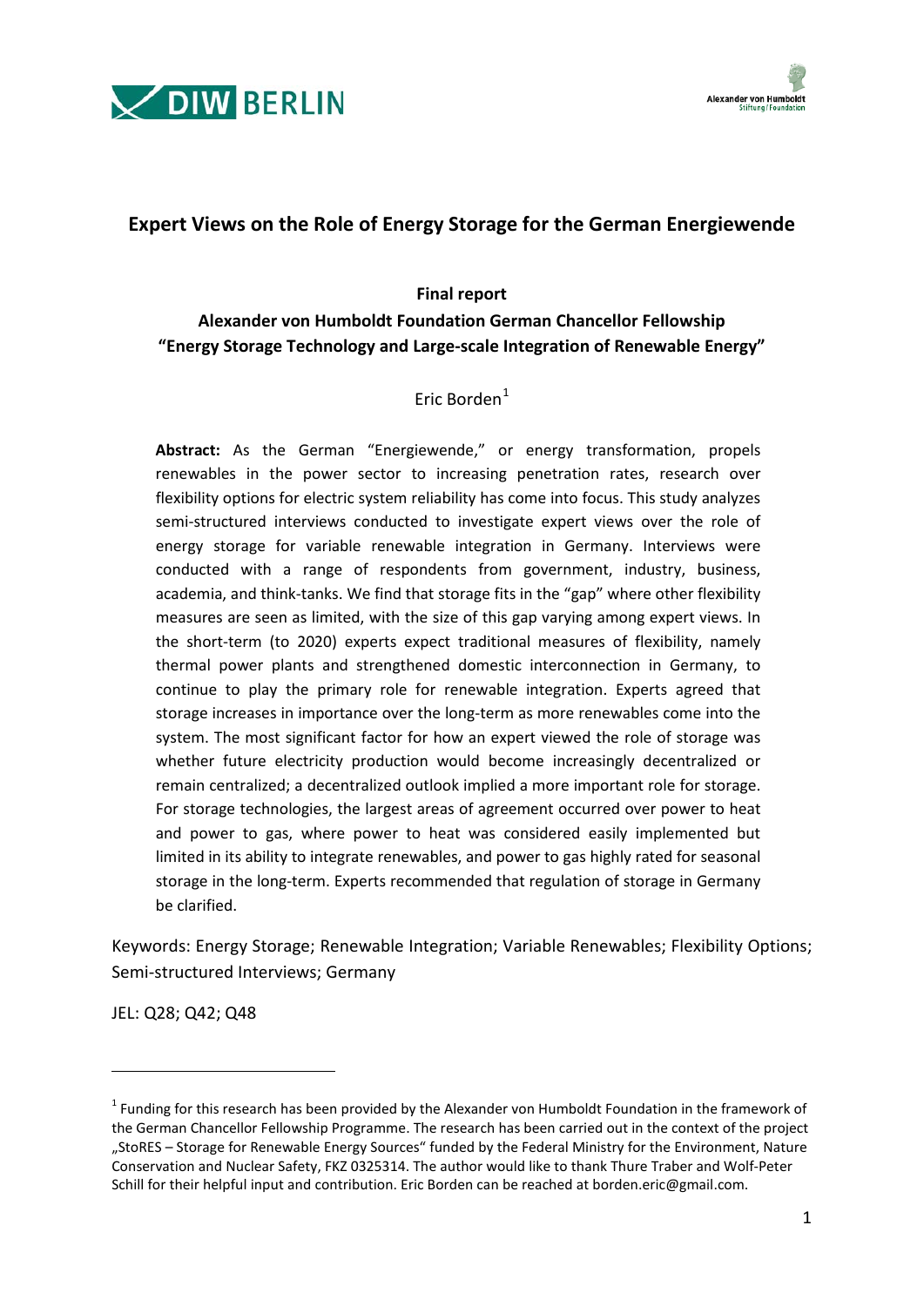# Expert Views on the Role of Energy Storage for the German Energiewende

**Final report**

**Alexander von Humboldt Foundation German Chancellor Fellowship**
**"Energy Storage Technology and Large-scale Integration of Renewable Energy"**

Eric Borden[1]

**Abstract:** As the German "Energiewende," or energy transformation, propels renewables in the power sector to increasing penetration rates, research over flexibility options for electric system reliability has come into focus. This study analyzes semi-structured interviews conducted to investigate expert views over the role of energy storage for variable renewable integration in Germany. Interviews were conducted with a range of respondents from government, industry, business, academia, and think-tanks. We find that storage fits in the "gap" where other flexibility measures are seen as limited, with the size of this gap varying among expert views. In the short-term (to 2020) experts expect traditional measures of flexibility, namely thermal power plants and strengthened domestic interconnection in Germany, to continue to play the primary role for renewable integration. Experts agreed that storage increases in importance over the long-term as more renewables come into the system. The most significant factor for how an expert viewed the role of storage was whether future electricity production would become increasingly decentralized or remain centralized; a decentralized outlook implied a more important role for storage. For storage technologies, the largest areas of agreement occurred over power to heat and power to gas, where power to heat was considered easily implemented but limited in its ability to integrate renewables, and power to gas highly rated for seasonal storage in the long-term. Experts recommended that regulation of storage in Germany be clarified.

Keywords: Energy Storage; Renewable Integration; Variable Renewables; Flexibility Options; Semi-structured Interviews; Germany

JEL: Q28; Q42; Q48

[1] Funding for this research has been provided by the Alexander von Humboldt Foundation in the framework of the German Chancellor Fellowship Programme. The research has been carried out in the context of the project „StoRES – Storage for Renewable Energy Sources" funded by the Federal Ministry for the Environment, Nature Conservation and Nuclear Safety, FKZ 0325314. The author would like to thank Thure Traber and Wolf-Peter Schill for their helpful input and contribution. Eric Borden can be reached at borden.eric@gmail.com.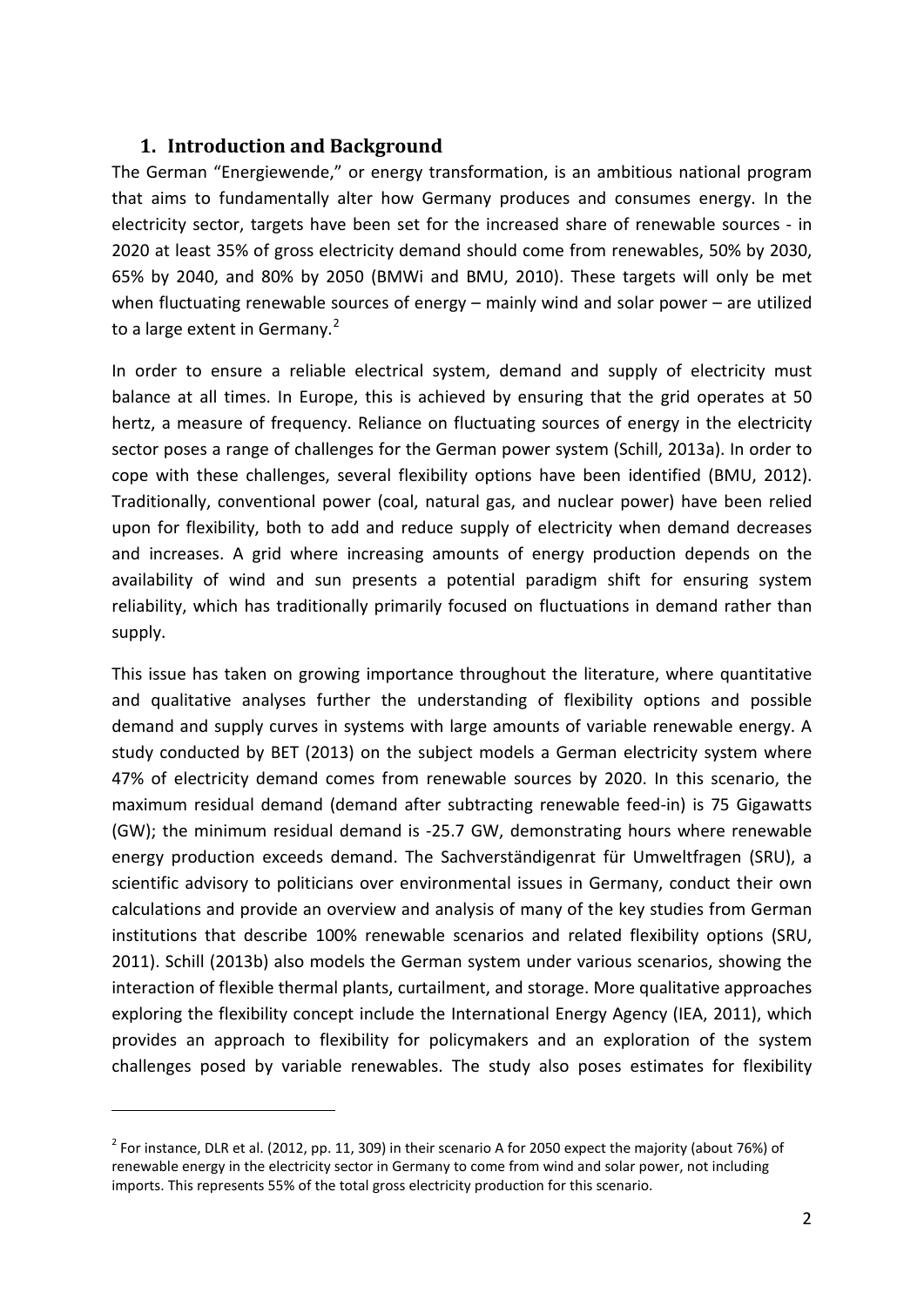## 1. Introduction and Background

The German "Energiewende," or energy transformation, is an ambitious national program that aims to fundamentally alter how Germany produces and consumes energy. In the electricity sector, targets have been set for the increased share of renewable sources - in 2020 at least 35% of gross electricity demand should come from renewables, 50% by 2030, 65% by 2040, and 80% by 2050 (BMWi and BMU, 2010). These targets will only be met when fluctuating renewable sources of energy – mainly wind and solar power – are utilized to a large extent in Germany.[2]

In order to ensure a reliable electrical system, demand and supply of electricity must balance at all times. In Europe, this is achieved by ensuring that the grid operates at 50 hertz, a measure of frequency. Reliance on fluctuating sources of energy in the electricity sector poses a range of challenges for the German power system (Schill, 2013a). In order to cope with these challenges, several flexibility options have been identified (BMU, 2012). Traditionally, conventional power (coal, natural gas, and nuclear power) have been relied upon for flexibility, both to add and reduce supply of electricity when demand decreases and increases. A grid where increasing amounts of energy production depends on the availability of wind and sun presents a potential paradigm shift for ensuring system reliability, which has traditionally primarily focused on fluctuations in demand rather than supply.

This issue has taken on growing importance throughout the literature, where quantitative and qualitative analyses further the understanding of flexibility options and possible demand and supply curves in systems with large amounts of variable renewable energy. A study conducted by BET (2013) on the subject models a German electricity system where 47% of electricity demand comes from renewable sources by 2020. In this scenario, the maximum residual demand (demand after subtracting renewable feed-in) is 75 Gigawatts (GW); the minimum residual demand is -25.7 GW, demonstrating hours where renewable energy production exceeds demand. The Sachverständigenrat für Umweltfragen (SRU), a scientific advisory to politicians over environmental issues in Germany, conduct their own calculations and provide an overview and analysis of many of the key studies from German institutions that describe 100% renewable scenarios and related flexibility options (SRU, 2011). Schill (2013b) also models the German system under various scenarios, showing the interaction of flexible thermal plants, curtailment, and storage. More qualitative approaches exploring the flexibility concept include the International Energy Agency (IEA, 2011), which provides an approach to flexibility for policymakers and an exploration of the system challenges posed by variable renewables. The study also poses estimates for flexibility

[2] For instance, DLR et al. (2012, pp. 11, 309) in their scenario A for 2050 expect the majority (about 76%) of renewable energy in the electricity sector in Germany to come from wind and solar power, not including imports. This represents 55% of the total gross electricity production for this scenario.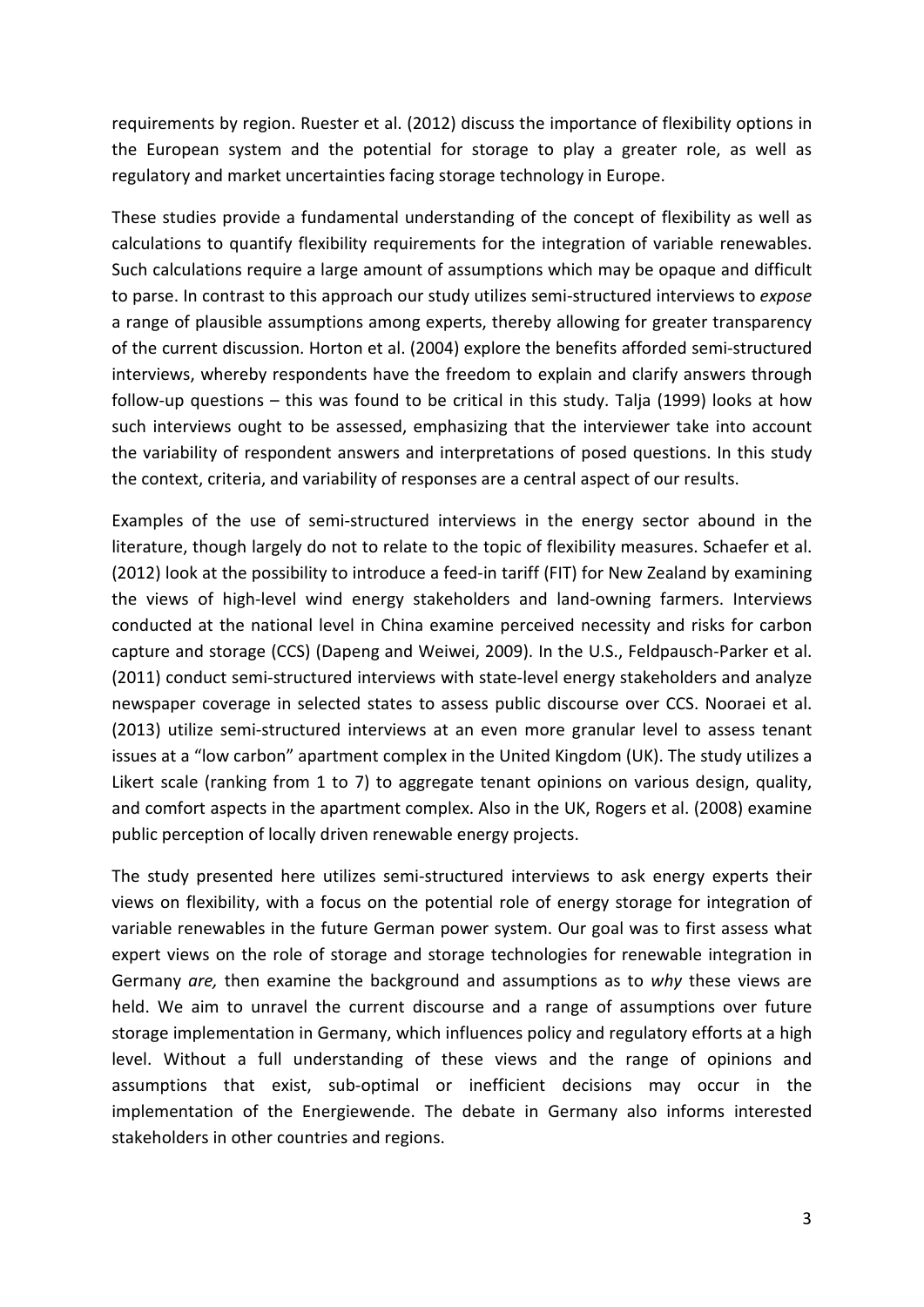requirements by region. Ruester et al. (2012) discuss the importance of flexibility options in the European system and the potential for storage to play a greater role, as well as regulatory and market uncertainties facing storage technology in Europe.

These studies provide a fundamental understanding of the concept of flexibility as well as calculations to quantify flexibility requirements for the integration of variable renewables. Such calculations require a large amount of assumptions which may be opaque and difficult to parse. In contrast to this approach our study utilizes semi-structured interviews to *expose* a range of plausible assumptions among experts, thereby allowing for greater transparency of the current discussion. Horton et al. (2004) explore the benefits afforded semi-structured interviews, whereby respondents have the freedom to explain and clarify answers through follow-up questions – this was found to be critical in this study. Talja (1999) looks at how such interviews ought to be assessed, emphasizing that the interviewer take into account the variability of respondent answers and interpretations of posed questions. In this study the context, criteria, and variability of responses are a central aspect of our results.

Examples of the use of semi-structured interviews in the energy sector abound in the literature, though largely do not to relate to the topic of flexibility measures. Schaefer et al. (2012) look at the possibility to introduce a feed-in tariff (FIT) for New Zealand by examining the views of high-level wind energy stakeholders and land-owning farmers. Interviews conducted at the national level in China examine perceived necessity and risks for carbon capture and storage (CCS) (Dapeng and Weiwei, 2009). In the U.S., Feldpausch-Parker et al. (2011) conduct semi-structured interviews with state-level energy stakeholders and analyze newspaper coverage in selected states to assess public discourse over CCS. Nooraei et al. (2013) utilize semi-structured interviews at an even more granular level to assess tenant issues at a "low carbon" apartment complex in the United Kingdom (UK). The study utilizes a Likert scale (ranking from 1 to 7) to aggregate tenant opinions on various design, quality, and comfort aspects in the apartment complex. Also in the UK, Rogers et al. (2008) examine public perception of locally driven renewable energy projects.

The study presented here utilizes semi-structured interviews to ask energy experts their views on flexibility, with a focus on the potential role of energy storage for integration of variable renewables in the future German power system. Our goal was to first assess what expert views on the role of storage and storage technologies for renewable integration in Germany *are,* then examine the background and assumptions as to *why* these views are held. We aim to unravel the current discourse and a range of assumptions over future storage implementation in Germany, which influences policy and regulatory efforts at a high level. Without a full understanding of these views and the range of opinions and assumptions that exist, sub-optimal or inefficient decisions may occur in the implementation of the Energiewende. The debate in Germany also informs interested stakeholders in other countries and regions.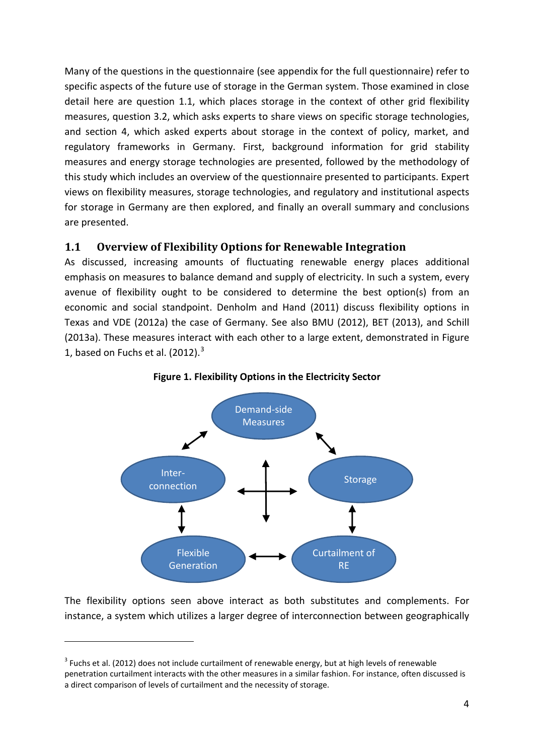Many of the questions in the questionnaire (see appendix for the full questionnaire) refer to specific aspects of the future use of storage in the German system. Those examined in close detail here are question 1.1, which places storage in the context of other grid flexibility measures, question 3.2, which asks experts to share views on specific storage technologies, and section 4, which asked experts about storage in the context of policy, market, and regulatory frameworks in Germany. First, background information for grid stability measures and energy storage technologies are presented, followed by the methodology of this study which includes an overview of the questionnaire presented to participants. Expert views on flexibility measures, storage technologies, and regulatory and institutional aspects for storage in Germany are then explored, and finally an overall summary and conclusions are presented.

## 1.1 Overview of Flexibility Options for Renewable Integration

As discussed, increasing amounts of fluctuating renewable energy places additional emphasis on measures to balance demand and supply of electricity. In such a system, every avenue of flexibility ought to be considered to determine the best option(s) from an economic and social standpoint. Denholm and Hand (2011) discuss flexibility options in Texas and VDE (2012a) the case of Germany. See also BMU (2012), BET (2013), and Schill (2013a). These measures interact with each other to a large extent, demonstrated in Figure 1, based on Fuchs et al. (2012).[3]

**Figure 1. Flexibility Options in the Electricity Sector**

Demand-side Measures

Inter-connection

Storage

Flexible Generation

Curtailment of RE

The flexibility options seen above interact as both substitutes and complements. For instance, a system which utilizes a larger degree of interconnection between geographically

[3] Fuchs et al. (2012) does not include curtailment of renewable energy, but at high levels of renewable penetration curtailment interacts with the other measures in a similar fashion. For instance, often discussed is a direct comparison of levels of curtailment and the necessity of storage.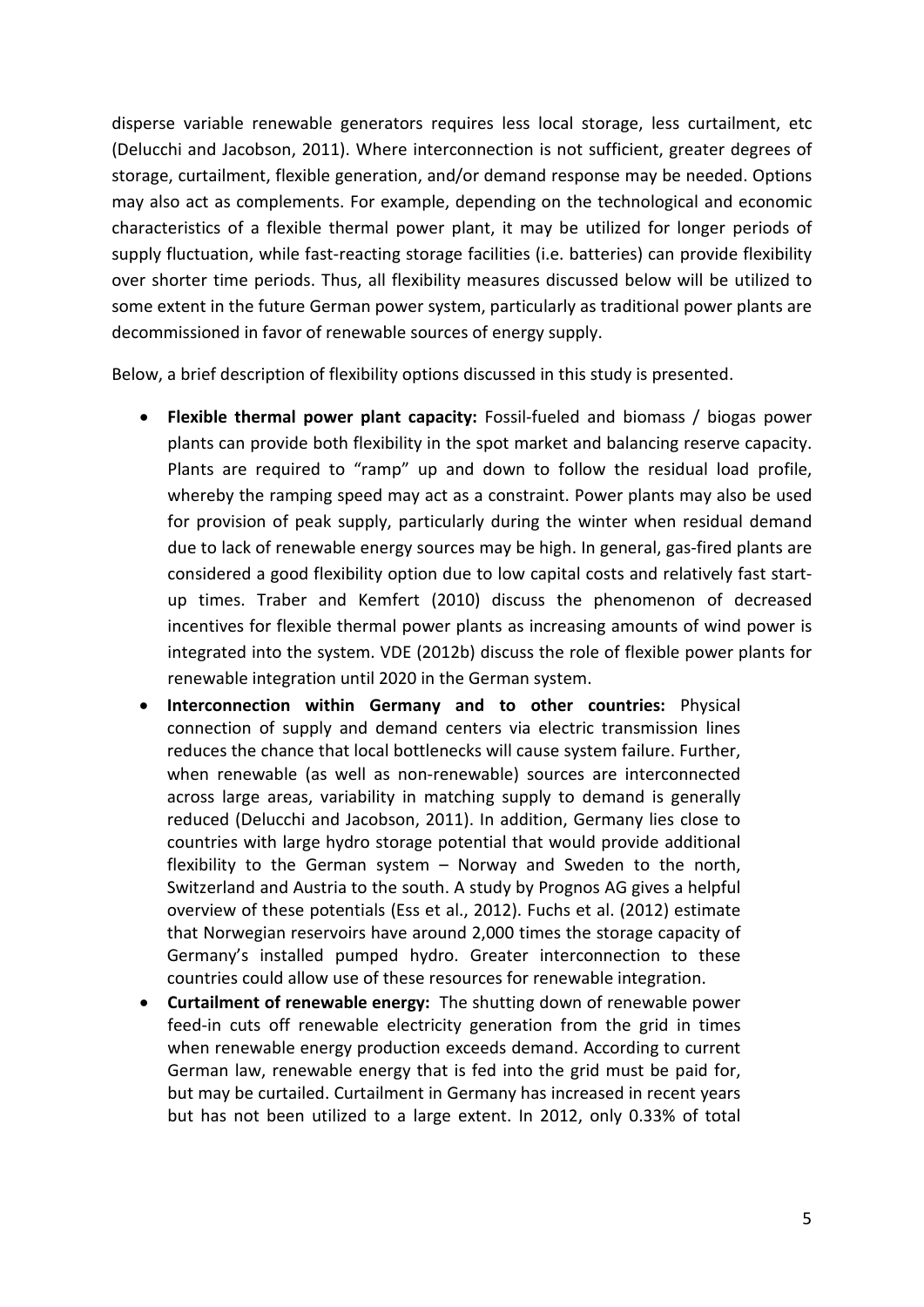disperse variable renewable generators requires less local storage, less curtailment, etc (Delucchi and Jacobson, 2011). Where interconnection is not sufficient, greater degrees of storage, curtailment, flexible generation, and/or demand response may be needed. Options may also act as complements. For example, depending on the technological and economic characteristics of a flexible thermal power plant, it may be utilized for longer periods of supply fluctuation, while fast-reacting storage facilities (i.e. batteries) can provide flexibility over shorter time periods. Thus, all flexibility measures discussed below will be utilized to some extent in the future German power system, particularly as traditional power plants are decommissioned in favor of renewable sources of energy supply.

Below, a brief description of flexibility options discussed in this study is presented.

- **Flexible thermal power plant capacity:** Fossil-fueled and biomass / biogas power plants can provide both flexibility in the spot market and balancing reserve capacity. Plants are required to "ramp" up and down to follow the residual load profile, whereby the ramping speed may act as a constraint. Power plants may also be used for provision of peak supply, particularly during the winter when residual demand due to lack of renewable energy sources may be high. In general, gas-fired plants are considered a good flexibility option due to low capital costs and relatively fast start-up times. Traber and Kemfert (2010) discuss the phenomenon of decreased incentives for flexible thermal power plants as increasing amounts of wind power is integrated into the system. VDE (2012b) discuss the role of flexible power plants for renewable integration until 2020 in the German system.
- **Interconnection within Germany and to other countries:** Physical connection of supply and demand centers via electric transmission lines reduces the chance that local bottlenecks will cause system failure. Further, when renewable (as well as non-renewable) sources are interconnected across large areas, variability in matching supply to demand is generally reduced (Delucchi and Jacobson, 2011). In addition, Germany lies close to countries with large hydro storage potential that would provide additional flexibility to the German system – Norway and Sweden to the north, Switzerland and Austria to the south. A study by Prognos AG gives a helpful overview of these potentials (Ess et al., 2012). Fuchs et al. (2012) estimate that Norwegian reservoirs have around 2,000 times the storage capacity of Germany's installed pumped hydro. Greater interconnection to these countries could allow use of these resources for renewable integration.
- **Curtailment of renewable energy:** The shutting down of renewable power feed-in cuts off renewable electricity generation from the grid in times when renewable energy production exceeds demand. According to current German law, renewable energy that is fed into the grid must be paid for, but may be curtailed. Curtailment in Germany has increased in recent years but has not been utilized to a large extent. In 2012, only 0.33% of total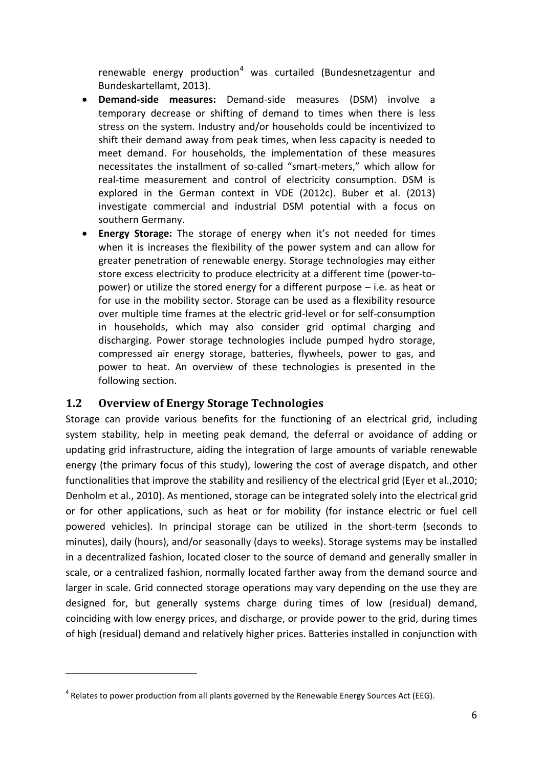renewable energy production[4] was curtailed (Bundesnetzagentur and Bundeskartellamt, 2013).

- **Demand-side measures:** Demand-side measures (DSM) involve a temporary decrease or shifting of demand to times when there is less stress on the system. Industry and/or households could be incentivized to shift their demand away from peak times, when less capacity is needed to meet demand. For households, the implementation of these measures necessitates the installment of so-called "smart-meters," which allow for real-time measurement and control of electricity consumption. DSM is explored in the German context in VDE (2012c). Buber et al. (2013) investigate commercial and industrial DSM potential with a focus on southern Germany.
- **Energy Storage:** The storage of energy when it's not needed for times when it is increases the flexibility of the power system and can allow for greater penetration of renewable energy. Storage technologies may either store excess electricity to produce electricity at a different time (power-to-power) or utilize the stored energy for a different purpose – i.e. as heat or for use in the mobility sector. Storage can be used as a flexibility resource over multiple time frames at the electric grid-level or for self-consumption in households, which may also consider grid optimal charging and discharging. Power storage technologies include pumped hydro storage, compressed air energy storage, batteries, flywheels, power to gas, and power to heat. An overview of these technologies is presented in the following section.

## 1.2 Overview of Energy Storage Technologies

Storage can provide various benefits for the functioning of an electrical grid, including system stability, help in meeting peak demand, the deferral or avoidance of adding or updating grid infrastructure, aiding the integration of large amounts of variable renewable energy (the primary focus of this study), lowering the cost of average dispatch, and other functionalities that improve the stability and resiliency of the electrical grid (Eyer et al.,2010; Denholm et al., 2010). As mentioned, storage can be integrated solely into the electrical grid or for other applications, such as heat or for mobility (for instance electric or fuel cell powered vehicles). In principal storage can be utilized in the short-term (seconds to minutes), daily (hours), and/or seasonally (days to weeks). Storage systems may be installed in a decentralized fashion, located closer to the source of demand and generally smaller in scale, or a centralized fashion, normally located farther away from the demand source and larger in scale. Grid connected storage operations may vary depending on the use they are designed for, but generally systems charge during times of low (residual) demand, coinciding with low energy prices, and discharge, or provide power to the grid, during times of high (residual) demand and relatively higher prices. Batteries installed in conjunction with

[4] Relates to power production from all plants governed by the Renewable Energy Sources Act (EEG).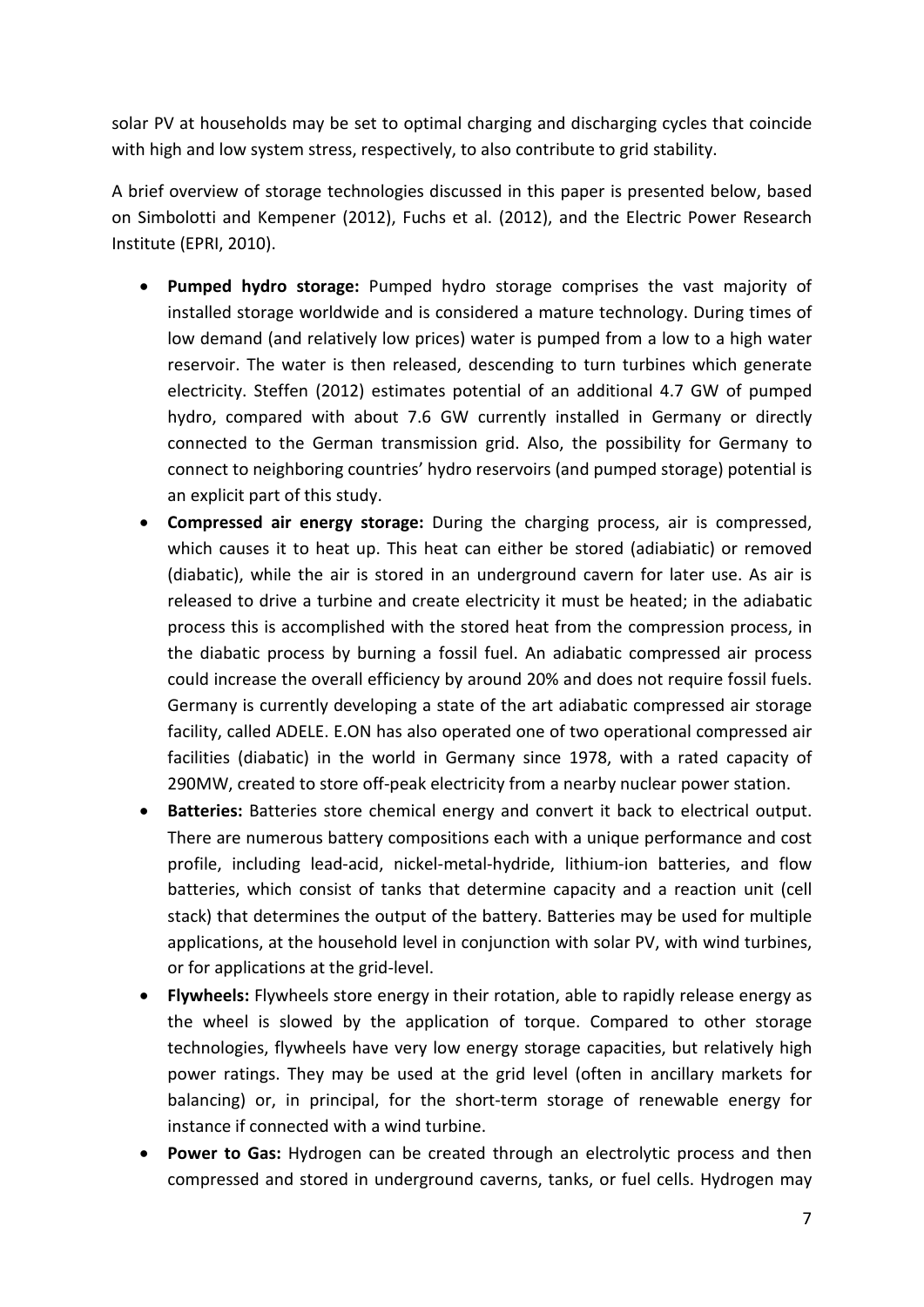solar PV at households may be set to optimal charging and discharging cycles that coincide with high and low system stress, respectively, to also contribute to grid stability.

A brief overview of storage technologies discussed in this paper is presented below, based on Simbolotti and Kempener (2012), Fuchs et al. (2012), and the Electric Power Research Institute (EPRI, 2010).

- **Pumped hydro storage:** Pumped hydro storage comprises the vast majority of installed storage worldwide and is considered a mature technology. During times of low demand (and relatively low prices) water is pumped from a low to a high water reservoir. The water is then released, descending to turn turbines which generate electricity. Steffen (2012) estimates potential of an additional 4.7 GW of pumped hydro, compared with about 7.6 GW currently installed in Germany or directly connected to the German transmission grid. Also, the possibility for Germany to connect to neighboring countries' hydro reservoirs (and pumped storage) potential is an explicit part of this study.
- **Compressed air energy storage:** During the charging process, air is compressed, which causes it to heat up. This heat can either be stored (adiabiatic) or removed (diabatic), while the air is stored in an underground cavern for later use. As air is released to drive a turbine and create electricity it must be heated; in the adiabatic process this is accomplished with the stored heat from the compression process, in the diabatic process by burning a fossil fuel. An adiabatic compressed air process could increase the overall efficiency by around 20% and does not require fossil fuels. Germany is currently developing a state of the art adiabatic compressed air storage facility, called ADELE. E.ON has also operated one of two operational compressed air facilities (diabatic) in the world in Germany since 1978, with a rated capacity of 290MW, created to store off-peak electricity from a nearby nuclear power station.
- **Batteries:** Batteries store chemical energy and convert it back to electrical output. There are numerous battery compositions each with a unique performance and cost profile, including lead-acid, nickel-metal-hydride, lithium-ion batteries, and flow batteries, which consist of tanks that determine capacity and a reaction unit (cell stack) that determines the output of the battery. Batteries may be used for multiple applications, at the household level in conjunction with solar PV, with wind turbines, or for applications at the grid-level.
- **Flywheels:** Flywheels store energy in their rotation, able to rapidly release energy as the wheel is slowed by the application of torque. Compared to other storage technologies, flywheels have very low energy storage capacities, but relatively high power ratings. They may be used at the grid level (often in ancillary markets for balancing) or, in principal, for the short-term storage of renewable energy for instance if connected with a wind turbine.
- **Power to Gas:** Hydrogen can be created through an electrolytic process and then compressed and stored in underground caverns, tanks, or fuel cells. Hydrogen may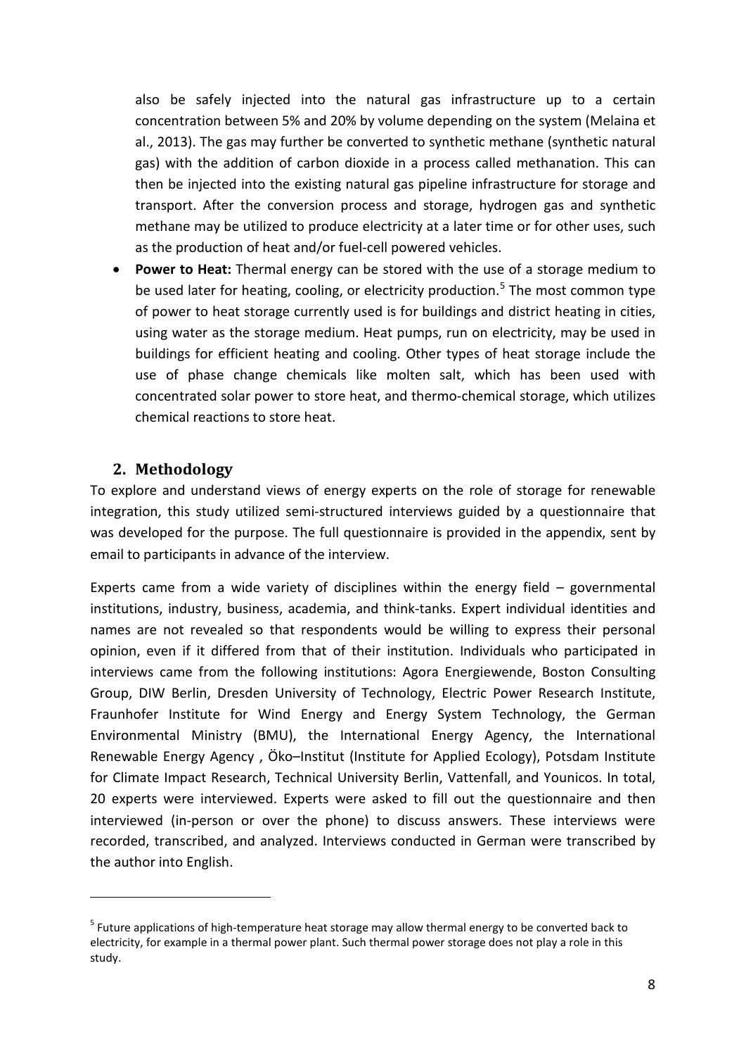also be safely injected into the natural gas infrastructure up to a certain concentration between 5% and 20% by volume depending on the system (Melaina et al., 2013). The gas may further be converted to synthetic methane (synthetic natural gas) with the addition of carbon dioxide in a process called methanation. This can then be injected into the existing natural gas pipeline infrastructure for storage and transport. After the conversion process and storage, hydrogen gas and synthetic methane may be utilized to produce electricity at a later time or for other uses, such as the production of heat and/or fuel-cell powered vehicles.

- **Power to Heat:** Thermal energy can be stored with the use of a storage medium to be used later for heating, cooling, or electricity production.[5] The most common type of power to heat storage currently used is for buildings and district heating in cities, using water as the storage medium. Heat pumps, run on electricity, may be used in buildings for efficient heating and cooling. Other types of heat storage include the use of phase change chemicals like molten salt, which has been used with concentrated solar power to store heat, and thermo-chemical storage, which utilizes chemical reactions to store heat.

## 2. Methodology

To explore and understand views of energy experts on the role of storage for renewable integration, this study utilized semi-structured interviews guided by a questionnaire that was developed for the purpose. The full questionnaire is provided in the appendix, sent by email to participants in advance of the interview.

Experts came from a wide variety of disciplines within the energy field – governmental institutions, industry, business, academia, and think-tanks. Expert individual identities and names are not revealed so that respondents would be willing to express their personal opinion, even if it differed from that of their institution. Individuals who participated in interviews came from the following institutions: Agora Energiewende, Boston Consulting Group, DIW Berlin, Dresden University of Technology, Electric Power Research Institute, Fraunhofer Institute for Wind Energy and Energy System Technology, the German Environmental Ministry (BMU), the International Energy Agency, the International Renewable Energy Agency , Öko–Institut (Institute for Applied Ecology), Potsdam Institute for Climate Impact Research, Technical University Berlin, Vattenfall, and Younicos. In total, 20 experts were interviewed. Experts were asked to fill out the questionnaire and then interviewed (in-person or over the phone) to discuss answers. These interviews were recorded, transcribed, and analyzed. Interviews conducted in German were transcribed by the author into English.

[5] Future applications of high-temperature heat storage may allow thermal energy to be converted back to electricity, for example in a thermal power plant. Such thermal power storage does not play a role in this study.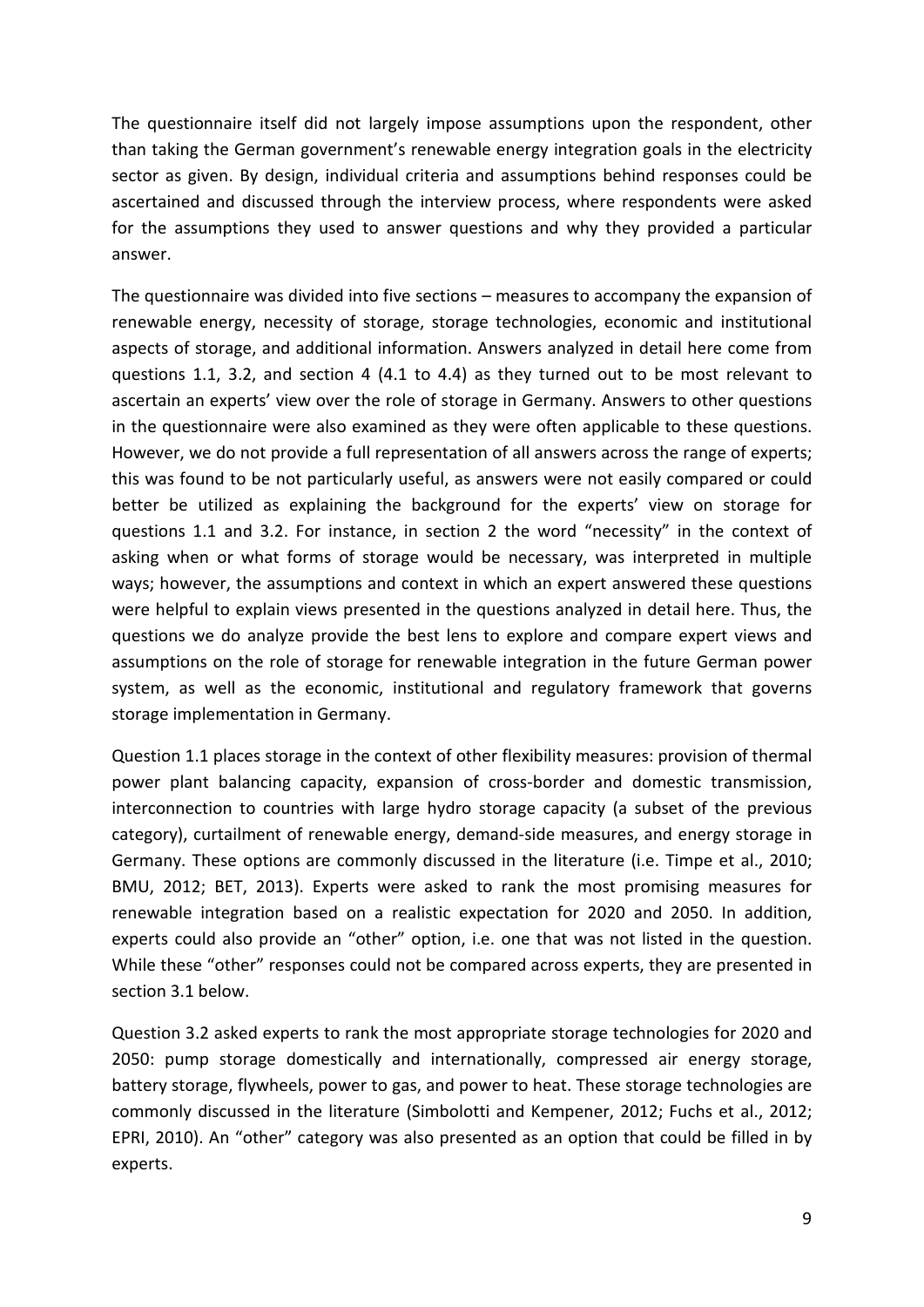The questionnaire itself did not largely impose assumptions upon the respondent, other than taking the German government's renewable energy integration goals in the electricity sector as given. By design, individual criteria and assumptions behind responses could be ascertained and discussed through the interview process, where respondents were asked for the assumptions they used to answer questions and why they provided a particular answer.

The questionnaire was divided into five sections – measures to accompany the expansion of renewable energy, necessity of storage, storage technologies, economic and institutional aspects of storage, and additional information. Answers analyzed in detail here come from questions 1.1, 3.2, and section 4 (4.1 to 4.4) as they turned out to be most relevant to ascertain an experts' view over the role of storage in Germany. Answers to other questions in the questionnaire were also examined as they were often applicable to these questions. However, we do not provide a full representation of all answers across the range of experts; this was found to be not particularly useful, as answers were not easily compared or could better be utilized as explaining the background for the experts' view on storage for questions 1.1 and 3.2. For instance, in section 2 the word "necessity" in the context of asking when or what forms of storage would be necessary, was interpreted in multiple ways; however, the assumptions and context in which an expert answered these questions were helpful to explain views presented in the questions analyzed in detail here. Thus, the questions we do analyze provide the best lens to explore and compare expert views and assumptions on the role of storage for renewable integration in the future German power system, as well as the economic, institutional and regulatory framework that governs storage implementation in Germany.

Question 1.1 places storage in the context of other flexibility measures: provision of thermal power plant balancing capacity, expansion of cross-border and domestic transmission, interconnection to countries with large hydro storage capacity (a subset of the previous category), curtailment of renewable energy, demand-side measures, and energy storage in Germany. These options are commonly discussed in the literature (i.e. Timpe et al., 2010; BMU, 2012; BET, 2013). Experts were asked to rank the most promising measures for renewable integration based on a realistic expectation for 2020 and 2050. In addition, experts could also provide an "other" option, i.e. one that was not listed in the question. While these "other" responses could not be compared across experts, they are presented in section 3.1 below.

Question 3.2 asked experts to rank the most appropriate storage technologies for 2020 and 2050: pump storage domestically and internationally, compressed air energy storage, battery storage, flywheels, power to gas, and power to heat. These storage technologies are commonly discussed in the literature (Simbolotti and Kempener, 2012; Fuchs et al., 2012; EPRI, 2010). An "other" category was also presented as an option that could be filled in by experts.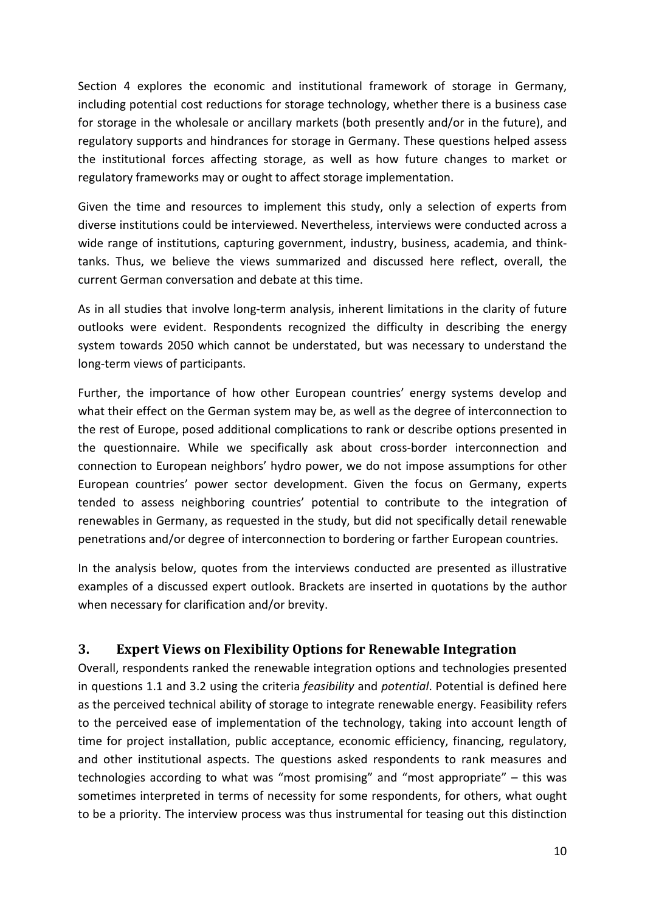Section 4 explores the economic and institutional framework of storage in Germany, including potential cost reductions for storage technology, whether there is a business case for storage in the wholesale or ancillary markets (both presently and/or in the future), and regulatory supports and hindrances for storage in Germany. These questions helped assess the institutional forces affecting storage, as well as how future changes to market or regulatory frameworks may or ought to affect storage implementation.

Given the time and resources to implement this study, only a selection of experts from diverse institutions could be interviewed. Nevertheless, interviews were conducted across a wide range of institutions, capturing government, industry, business, academia, and think-tanks. Thus, we believe the views summarized and discussed here reflect, overall, the current German conversation and debate at this time.

As in all studies that involve long-term analysis, inherent limitations in the clarity of future outlooks were evident. Respondents recognized the difficulty in describing the energy system towards 2050 which cannot be understated, but was necessary to understand the long-term views of participants.

Further, the importance of how other European countries' energy systems develop and what their effect on the German system may be, as well as the degree of interconnection to the rest of Europe, posed additional complications to rank or describe options presented in the questionnaire. While we specifically ask about cross-border interconnection and connection to European neighbors' hydro power, we do not impose assumptions for other European countries' power sector development. Given the focus on Germany, experts tended to assess neighboring countries' potential to contribute to the integration of renewables in Germany, as requested in the study, but did not specifically detail renewable penetrations and/or degree of interconnection to bordering or farther European countries.

In the analysis below, quotes from the interviews conducted are presented as illustrative examples of a discussed expert outlook. Brackets are inserted in quotations by the author when necessary for clarification and/or brevity.

## 3. Expert Views on Flexibility Options for Renewable Integration

Overall, respondents ranked the renewable integration options and technologies presented in questions 1.1 and 3.2 using the criteria *feasibility* and *potential*. Potential is defined here as the perceived technical ability of storage to integrate renewable energy. Feasibility refers to the perceived ease of implementation of the technology, taking into account length of time for project installation, public acceptance, economic efficiency, financing, regulatory, and other institutional aspects. The questions asked respondents to rank measures and technologies according to what was "most promising" and "most appropriate" – this was sometimes interpreted in terms of necessity for some respondents, for others, what ought to be a priority. The interview process was thus instrumental for teasing out this distinction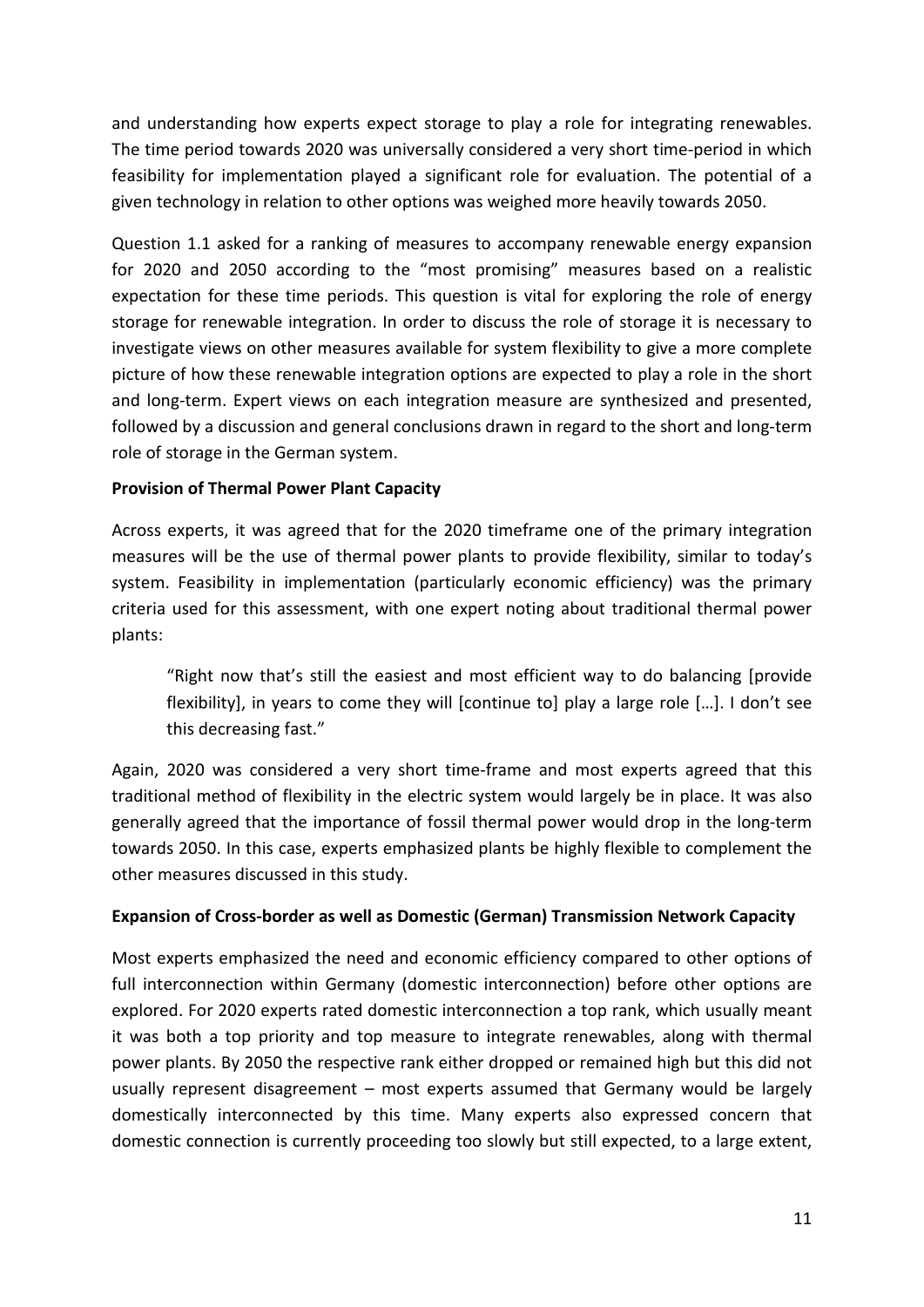and understanding how experts expect storage to play a role for integrating renewables. The time period towards 2020 was universally considered a very short time-period in which feasibility for implementation played a significant role for evaluation. The potential of a given technology in relation to other options was weighed more heavily towards 2050.

Question 1.1 asked for a ranking of measures to accompany renewable energy expansion for 2020 and 2050 according to the "most promising" measures based on a realistic expectation for these time periods. This question is vital for exploring the role of energy storage for renewable integration. In order to discuss the role of storage it is necessary to investigate views on other measures available for system flexibility to give a more complete picture of how these renewable integration options are expected to play a role in the short and long-term. Expert views on each integration measure are synthesized and presented, followed by a discussion and general conclusions drawn in regard to the short and long-term role of storage in the German system.

**Provision of Thermal Power Plant Capacity**

Across experts, it was agreed that for the 2020 timeframe one of the primary integration measures will be the use of thermal power plants to provide flexibility, similar to today's system. Feasibility in implementation (particularly economic efficiency) was the primary criteria used for this assessment, with one expert noting about traditional thermal power plants:

> "Right now that's still the easiest and most efficient way to do balancing [provide flexibility], in years to come they will [continue to] play a large role […]. I don't see this decreasing fast."

Again, 2020 was considered a very short time-frame and most experts agreed that this traditional method of flexibility in the electric system would largely be in place. It was also generally agreed that the importance of fossil thermal power would drop in the long-term towards 2050. In this case, experts emphasized plants be highly flexible to complement the other measures discussed in this study.

**Expansion of Cross-border as well as Domestic (German) Transmission Network Capacity**

Most experts emphasized the need and economic efficiency compared to other options of full interconnection within Germany (domestic interconnection) before other options are explored. For 2020 experts rated domestic interconnection a top rank, which usually meant it was both a top priority and top measure to integrate renewables, along with thermal power plants. By 2050 the respective rank either dropped or remained high but this did not usually represent disagreement – most experts assumed that Germany would be largely domestically interconnected by this time. Many experts also expressed concern that domestic connection is currently proceeding too slowly but still expected, to a large extent,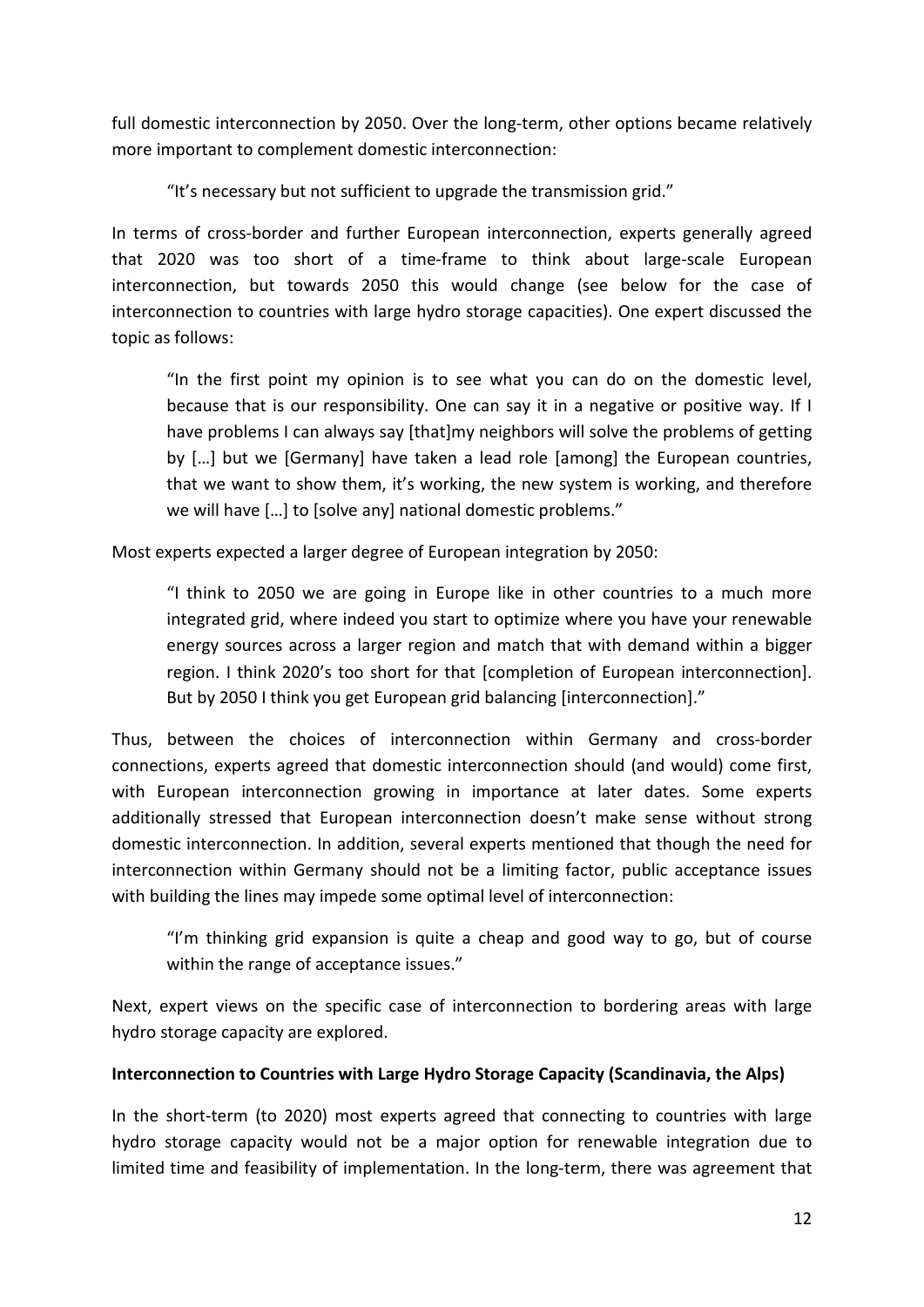full domestic interconnection by 2050. Over the long-term, other options became relatively more important to complement domestic interconnection:

> "It's necessary but not sufficient to upgrade the transmission grid."

In terms of cross-border and further European interconnection, experts generally agreed that 2020 was too short of a time-frame to think about large-scale European interconnection, but towards 2050 this would change (see below for the case of interconnection to countries with large hydro storage capacities). One expert discussed the topic as follows:

> "In the first point my opinion is to see what you can do on the domestic level, because that is our responsibility. One can say it in a negative or positive way. If I have problems I can always say [that]my neighbors will solve the problems of getting by […] but we [Germany] have taken a lead role [among] the European countries, that we want to show them, it's working, the new system is working, and therefore we will have […] to [solve any] national domestic problems."

Most experts expected a larger degree of European integration by 2050:

> "I think to 2050 we are going in Europe like in other countries to a much more integrated grid, where indeed you start to optimize where you have your renewable energy sources across a larger region and match that with demand within a bigger region. I think 2020's too short for that [completion of European interconnection]. But by 2050 I think you get European grid balancing [interconnection]."

Thus, between the choices of interconnection within Germany and cross-border connections, experts agreed that domestic interconnection should (and would) come first, with European interconnection growing in importance at later dates. Some experts additionally stressed that European interconnection doesn't make sense without strong domestic interconnection. In addition, several experts mentioned that though the need for interconnection within Germany should not be a limiting factor, public acceptance issues with building the lines may impede some optimal level of interconnection:

> "I'm thinking grid expansion is quite a cheap and good way to go, but of course within the range of acceptance issues."

Next, expert views on the specific case of interconnection to bordering areas with large hydro storage capacity are explored.

**Interconnection to Countries with Large Hydro Storage Capacity (Scandinavia, the Alps)**

In the short-term (to 2020) most experts agreed that connecting to countries with large hydro storage capacity would not be a major option for renewable integration due to limited time and feasibility of implementation. In the long-term, there was agreement that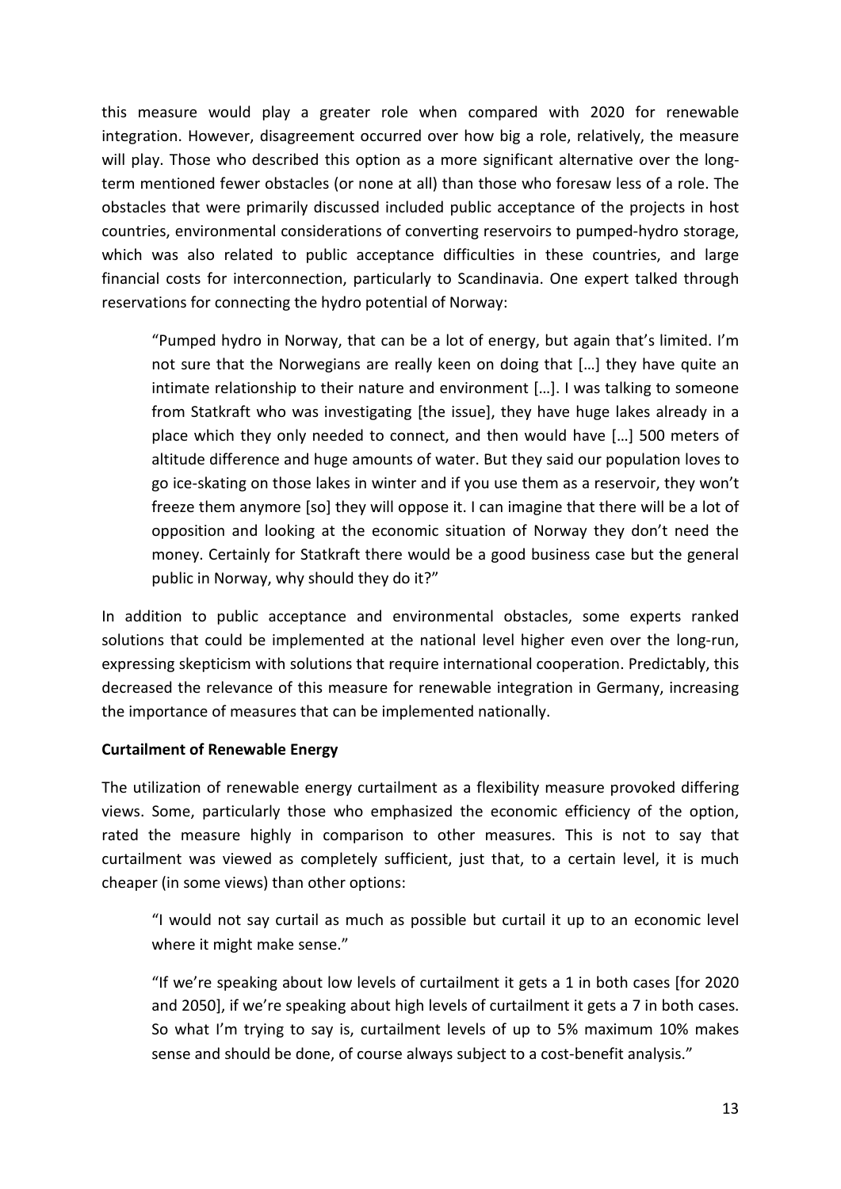this measure would play a greater role when compared with 2020 for renewable integration. However, disagreement occurred over how big a role, relatively, the measure will play. Those who described this option as a more significant alternative over the long-term mentioned fewer obstacles (or none at all) than those who foresaw less of a role. The obstacles that were primarily discussed included public acceptance of the projects in host countries, environmental considerations of converting reservoirs to pumped-hydro storage, which was also related to public acceptance difficulties in these countries, and large financial costs for interconnection, particularly to Scandinavia. One expert talked through reservations for connecting the hydro potential of Norway:

> "Pumped hydro in Norway, that can be a lot of energy, but again that's limited. I'm not sure that the Norwegians are really keen on doing that […] they have quite an intimate relationship to their nature and environment […]. I was talking to someone from Statkraft who was investigating [the issue], they have huge lakes already in a place which they only needed to connect, and then would have […] 500 meters of altitude difference and huge amounts of water. But they said our population loves to go ice-skating on those lakes in winter and if you use them as a reservoir, they won't freeze them anymore [so] they will oppose it. I can imagine that there will be a lot of opposition and looking at the economic situation of Norway they don't need the money. Certainly for Statkraft there would be a good business case but the general public in Norway, why should they do it?"

In addition to public acceptance and environmental obstacles, some experts ranked solutions that could be implemented at the national level higher even over the long-run, expressing skepticism with solutions that require international cooperation. Predictably, this decreased the relevance of this measure for renewable integration in Germany, increasing the importance of measures that can be implemented nationally.

**Curtailment of Renewable Energy**

The utilization of renewable energy curtailment as a flexibility measure provoked differing views. Some, particularly those who emphasized the economic efficiency of the option, rated the measure highly in comparison to other measures. This is not to say that curtailment was viewed as completely sufficient, just that, to a certain level, it is much cheaper (in some views) than other options:

> "I would not say curtail as much as possible but curtail it up to an economic level where it might make sense."

> "If we're speaking about low levels of curtailment it gets a 1 in both cases [for 2020 and 2050], if we're speaking about high levels of curtailment it gets a 7 in both cases. So what I'm trying to say is, curtailment levels of up to 5% maximum 10% makes sense and should be done, of course always subject to a cost-benefit analysis."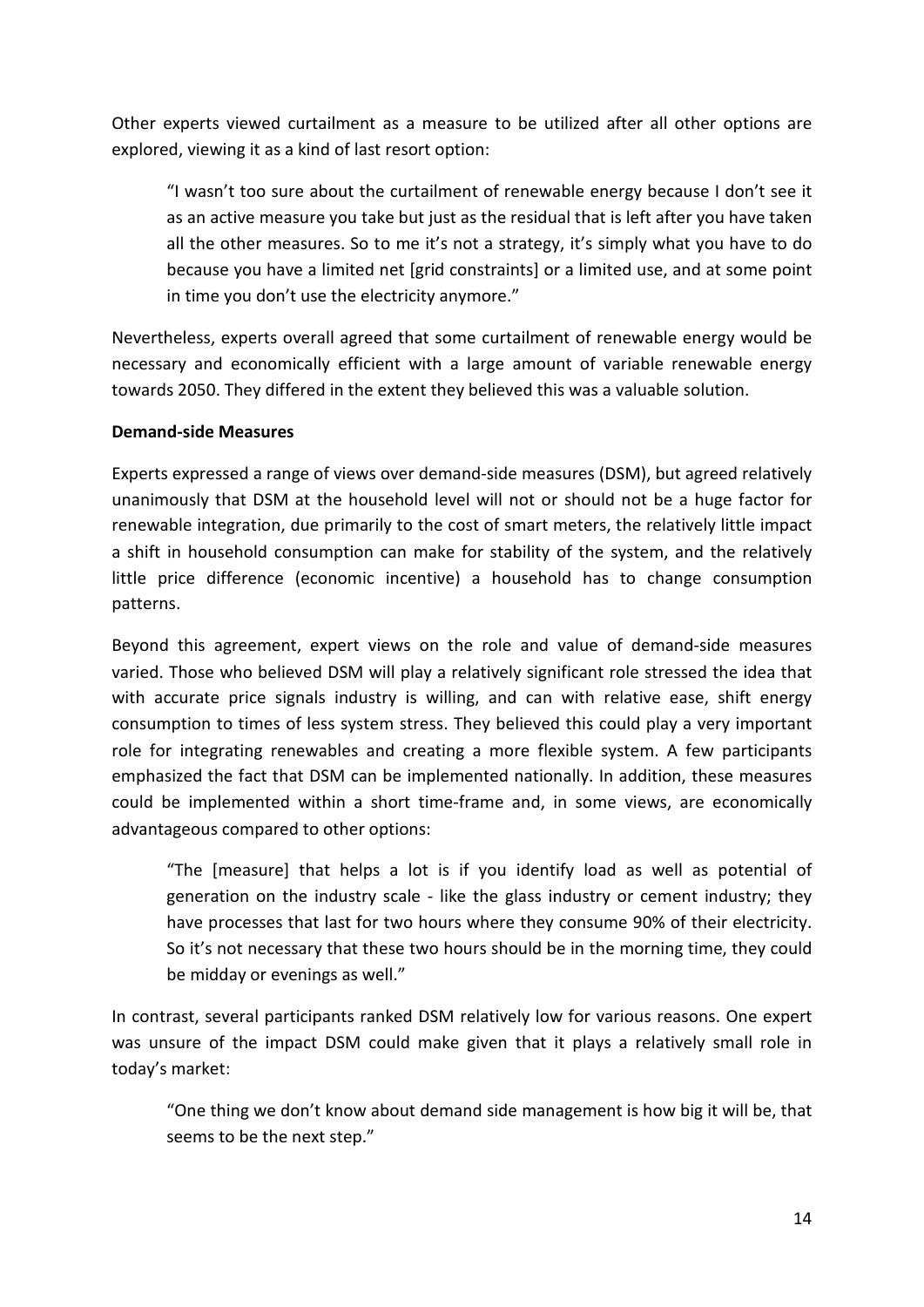Other experts viewed curtailment as a measure to be utilized after all other options are explored, viewing it as a kind of last resort option:

> "I wasn't too sure about the curtailment of renewable energy because I don't see it as an active measure you take but just as the residual that is left after you have taken all the other measures. So to me it's not a strategy, it's simply what you have to do because you have a limited net [grid constraints] or a limited use, and at some point in time you don't use the electricity anymore."

Nevertheless, experts overall agreed that some curtailment of renewable energy would be necessary and economically efficient with a large amount of variable renewable energy towards 2050. They differed in the extent they believed this was a valuable solution.

**Demand-side Measures**

Experts expressed a range of views over demand-side measures (DSM), but agreed relatively unanimously that DSM at the household level will not or should not be a huge factor for renewable integration, due primarily to the cost of smart meters, the relatively little impact a shift in household consumption can make for stability of the system, and the relatively little price difference (economic incentive) a household has to change consumption patterns.

Beyond this agreement, expert views on the role and value of demand-side measures varied. Those who believed DSM will play a relatively significant role stressed the idea that with accurate price signals industry is willing, and can with relative ease, shift energy consumption to times of less system stress. They believed this could play a very important role for integrating renewables and creating a more flexible system. A few participants emphasized the fact that DSM can be implemented nationally. In addition, these measures could be implemented within a short time-frame and, in some views, are economically advantageous compared to other options:

> "The [measure] that helps a lot is if you identify load as well as potential of generation on the industry scale - like the glass industry or cement industry; they have processes that last for two hours where they consume 90% of their electricity. So it's not necessary that these two hours should be in the morning time, they could be midday or evenings as well."

In contrast, several participants ranked DSM relatively low for various reasons. One expert was unsure of the impact DSM could make given that it plays a relatively small role in today's market:

> "One thing we don't know about demand side management is how big it will be, that seems to be the next step."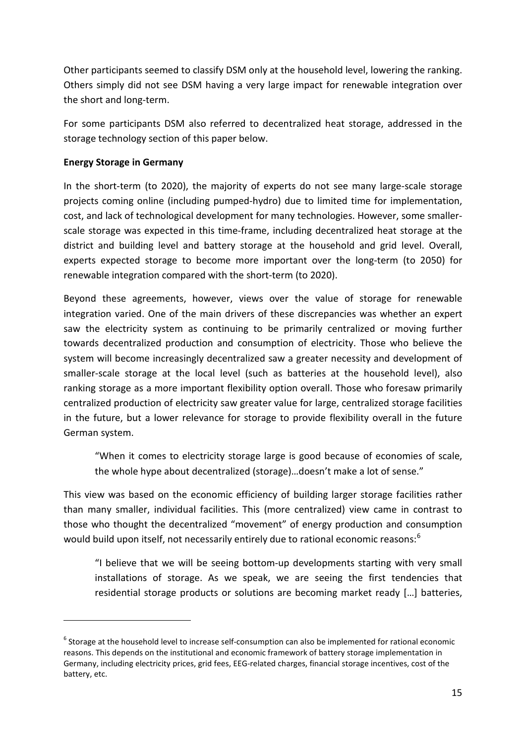Other participants seemed to classify DSM only at the household level, lowering the ranking. Others simply did not see DSM having a very large impact for renewable integration over the short and long-term.

For some participants DSM also referred to decentralized heat storage, addressed in the storage technology section of this paper below.

**Energy Storage in Germany**

In the short-term (to 2020), the majority of experts do not see many large-scale storage projects coming online (including pumped-hydro) due to limited time for implementation, cost, and lack of technological development for many technologies. However, some smaller-scale storage was expected in this time-frame, including decentralized heat storage at the district and building level and battery storage at the household and grid level. Overall, experts expected storage to become more important over the long-term (to 2050) for renewable integration compared with the short-term (to 2020).

Beyond these agreements, however, views over the value of storage for renewable integration varied. One of the main drivers of these discrepancies was whether an expert saw the electricity system as continuing to be primarily centralized or moving further towards decentralized production and consumption of electricity. Those who believe the system will become increasingly decentralized saw a greater necessity and development of smaller-scale storage at the local level (such as batteries at the household level), also ranking storage as a more important flexibility option overall. Those who foresaw primarily centralized production of electricity saw greater value for large, centralized storage facilities in the future, but a lower relevance for storage to provide flexibility overall in the future German system.

> "When it comes to electricity storage large is good because of economies of scale, the whole hype about decentralized (storage)…doesn't make a lot of sense."

This view was based on the economic efficiency of building larger storage facilities rather than many smaller, individual facilities. This (more centralized) view came in contrast to those who thought the decentralized "movement" of energy production and consumption would build upon itself, not necessarily entirely due to rational economic reasons:[6]

> "I believe that we will be seeing bottom-up developments starting with very small installations of storage. As we speak, we are seeing the first tendencies that residential storage products or solutions are becoming market ready […] batteries,

[6] Storage at the household level to increase self-consumption can also be implemented for rational economic reasons. This depends on the institutional and economic framework of battery storage implementation in Germany, including electricity prices, grid fees, EEG-related charges, financial storage incentives, cost of the battery, etc.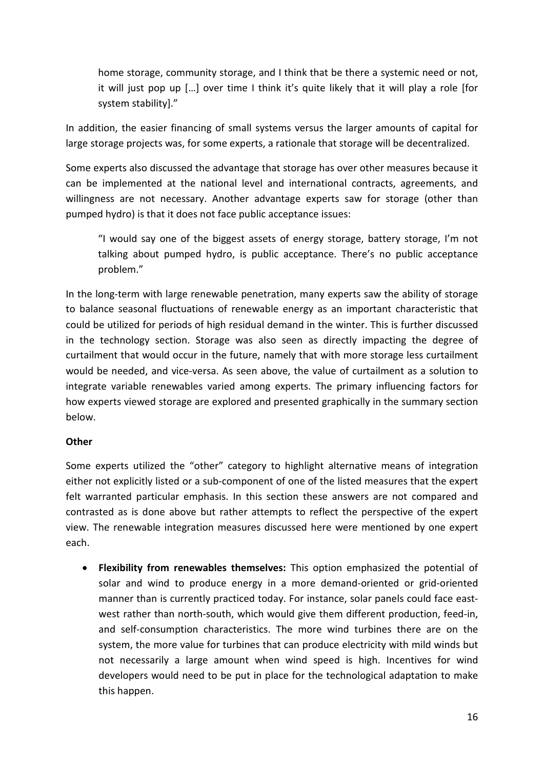> home storage, community storage, and I think that be there a systemic need or not, it will just pop up […] over time I think it's quite likely that it will play a role [for system stability]."

In addition, the easier financing of small systems versus the larger amounts of capital for large storage projects was, for some experts, a rationale that storage will be decentralized.

Some experts also discussed the advantage that storage has over other measures because it can be implemented at the national level and international contracts, agreements, and willingness are not necessary. Another advantage experts saw for storage (other than pumped hydro) is that it does not face public acceptance issues:

> "I would say one of the biggest assets of energy storage, battery storage, I'm not talking about pumped hydro, is public acceptance. There's no public acceptance problem."

In the long-term with large renewable penetration, many experts saw the ability of storage to balance seasonal fluctuations of renewable energy as an important characteristic that could be utilized for periods of high residual demand in the winter. This is further discussed in the technology section. Storage was also seen as directly impacting the degree of curtailment that would occur in the future, namely that with more storage less curtailment would be needed, and vice-versa. As seen above, the value of curtailment as a solution to integrate variable renewables varied among experts. The primary influencing factors for how experts viewed storage are explored and presented graphically in the summary section below.

**Other**

Some experts utilized the "other" category to highlight alternative means of integration either not explicitly listed or a sub-component of one of the listed measures that the expert felt warranted particular emphasis. In this section these answers are not compared and contrasted as is done above but rather attempts to reflect the perspective of the expert view. The renewable integration measures discussed here were mentioned by one expert each.

- **Flexibility from renewables themselves:** This option emphasized the potential of solar and wind to produce energy in a more demand-oriented or grid-oriented manner than is currently practiced today. For instance, solar panels could face east-west rather than north-south, which would give them different production, feed-in, and self-consumption characteristics. The more wind turbines there are on the system, the more value for turbines that can produce electricity with mild winds but not necessarily a large amount when wind speed is high. Incentives for wind developers would need to be put in place for the technological adaptation to make this happen.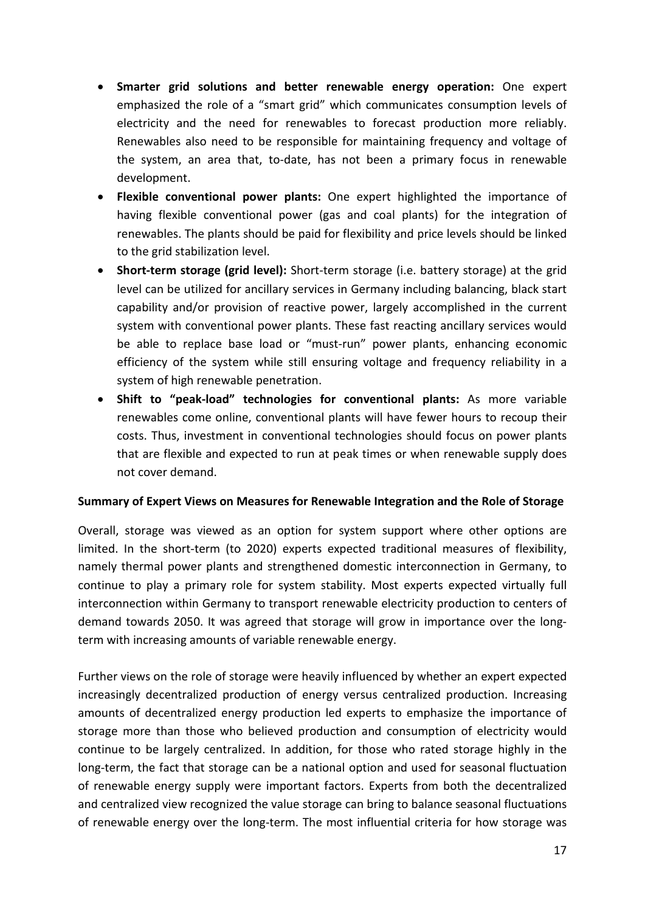- **Smarter grid solutions and better renewable energy operation:** One expert emphasized the role of a "smart grid" which communicates consumption levels of electricity and the need for renewables to forecast production more reliably. Renewables also need to be responsible for maintaining frequency and voltage of the system, an area that, to-date, has not been a primary focus in renewable development.
- **Flexible conventional power plants:** One expert highlighted the importance of having flexible conventional power (gas and coal plants) for the integration of renewables. The plants should be paid for flexibility and price levels should be linked to the grid stabilization level.
- **Short-term storage (grid level):** Short-term storage (i.e. battery storage) at the grid level can be utilized for ancillary services in Germany including balancing, black start capability and/or provision of reactive power, largely accomplished in the current system with conventional power plants. These fast reacting ancillary services would be able to replace base load or "must-run" power plants, enhancing economic efficiency of the system while still ensuring voltage and frequency reliability in a system of high renewable penetration.
- **Shift to "peak-load" technologies for conventional plants:** As more variable renewables come online, conventional plants will have fewer hours to recoup their costs. Thus, investment in conventional technologies should focus on power plants that are flexible and expected to run at peak times or when renewable supply does not cover demand.

**Summary of Expert Views on Measures for Renewable Integration and the Role of Storage**

Overall, storage was viewed as an option for system support where other options are limited. In the short-term (to 2020) experts expected traditional measures of flexibility, namely thermal power plants and strengthened domestic interconnection in Germany, to continue to play a primary role for system stability. Most experts expected virtually full interconnection within Germany to transport renewable electricity production to centers of demand towards 2050. It was agreed that storage will grow in importance over the long-term with increasing amounts of variable renewable energy.

Further views on the role of storage were heavily influenced by whether an expert expected increasingly decentralized production of energy versus centralized production. Increasing amounts of decentralized energy production led experts to emphasize the importance of storage more than those who believed production and consumption of electricity would continue to be largely centralized. In addition, for those who rated storage highly in the long-term, the fact that storage can be a national option and used for seasonal fluctuation of renewable energy supply were important factors. Experts from both the decentralized and centralized view recognized the value storage can bring to balance seasonal fluctuations of renewable energy over the long-term. The most influential criteria for how storage was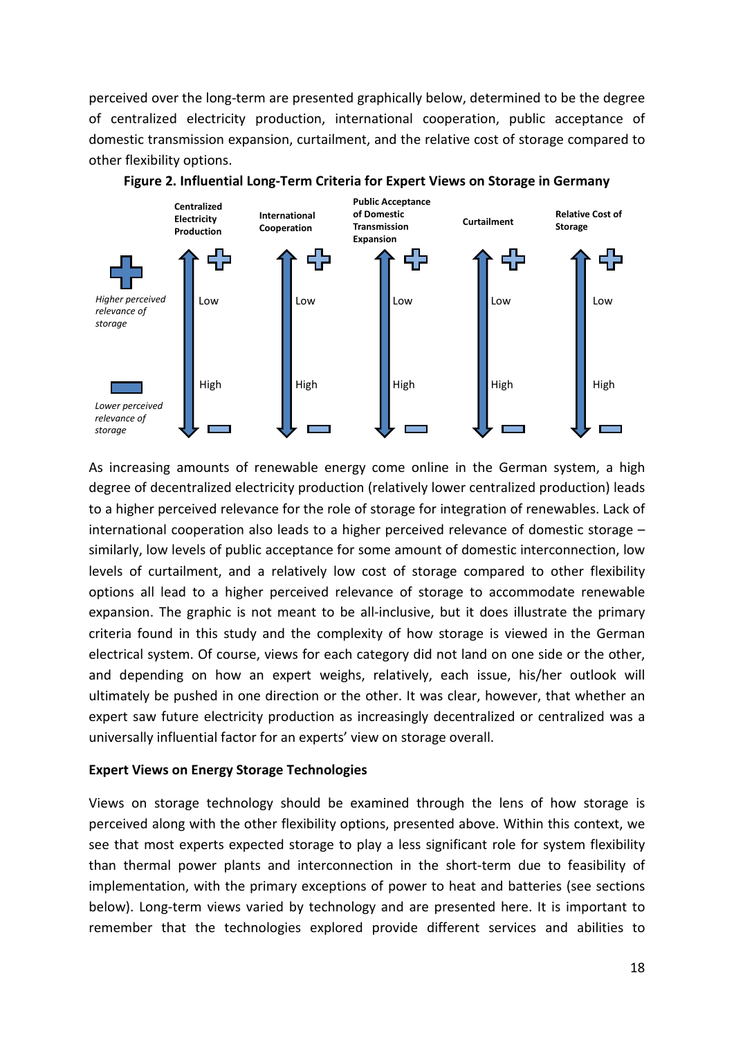perceived over the long-term are presented graphically below, determined to be the degree of centralized electricity production, international cooperation, public acceptance of domestic transmission expansion, curtailment, and the relative cost of storage compared to other flexibility options.

**Figure 2. Influential Long-Term Criteria for Expert Views on Storage in Germany**

| | Centralized Electricity Production | International Cooperation | Public Acceptance of Domestic Transmission Expansion | Curtailment | Relative Cost of Storage |
|---|---|---|---|---|---|
| + *Higher perceived relevance of storage* | Low | Low | Low | Low | Low |
| – *Lower perceived relevance of storage* | High | High | High | High | High |

As increasing amounts of renewable energy come online in the German system, a high degree of decentralized electricity production (relatively lower centralized production) leads to a higher perceived relevance for the role of storage for integration of renewables. Lack of international cooperation also leads to a higher perceived relevance of domestic storage – similarly, low levels of public acceptance for some amount of domestic interconnection, low levels of curtailment, and a relatively low cost of storage compared to other flexibility options all lead to a higher perceived relevance of storage to accommodate renewable expansion. The graphic is not meant to be all-inclusive, but it does illustrate the primary criteria found in this study and the complexity of how storage is viewed in the German electrical system. Of course, views for each category did not land on one side or the other, and depending on how an expert weighs, relatively, each issue, his/her outlook will ultimately be pushed in one direction or the other. It was clear, however, that whether an expert saw future electricity production as increasingly decentralized or centralized was a universally influential factor for an experts' view on storage overall.

**Expert Views on Energy Storage Technologies**

Views on storage technology should be examined through the lens of how storage is perceived along with the other flexibility options, presented above. Within this context, we see that most experts expected storage to play a less significant role for system flexibility than thermal power plants and interconnection in the short-term due to feasibility of implementation, with the primary exceptions of power to heat and batteries (see sections below). Long-term views varied by technology and are presented here. It is important to remember that the technologies explored provide different services and abilities to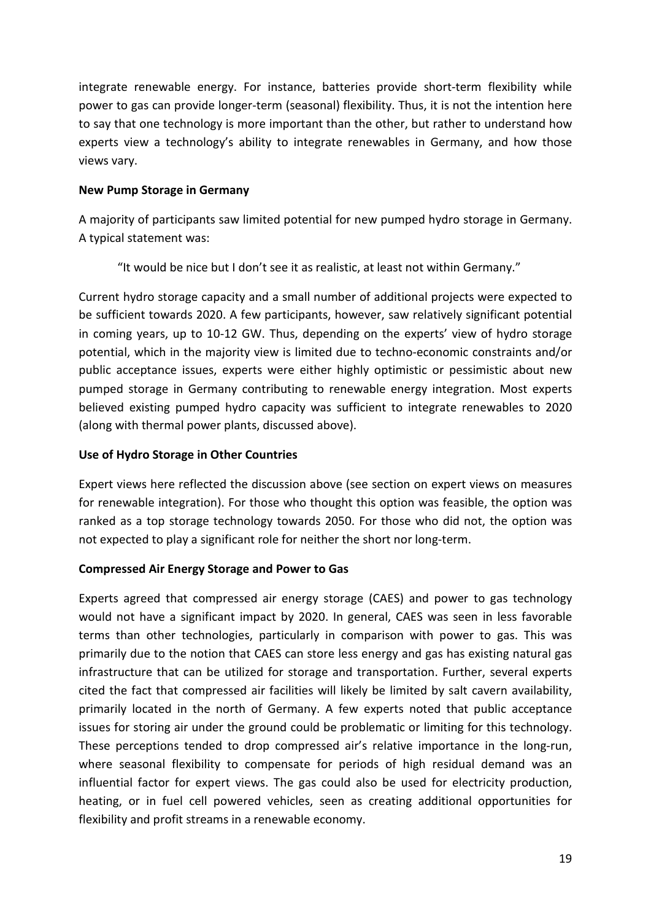integrate renewable energy. For instance, batteries provide short-term flexibility while power to gas can provide longer-term (seasonal) flexibility. Thus, it is not the intention here to say that one technology is more important than the other, but rather to understand how experts view a technology's ability to integrate renewables in Germany, and how those views vary.

**New Pump Storage in Germany**

A majority of participants saw limited potential for new pumped hydro storage in Germany. A typical statement was:

> "It would be nice but I don't see it as realistic, at least not within Germany."

Current hydro storage capacity and a small number of additional projects were expected to be sufficient towards 2020. A few participants, however, saw relatively significant potential in coming years, up to 10-12 GW. Thus, depending on the experts' view of hydro storage potential, which in the majority view is limited due to techno-economic constraints and/or public acceptance issues, experts were either highly optimistic or pessimistic about new pumped storage in Germany contributing to renewable energy integration. Most experts believed existing pumped hydro capacity was sufficient to integrate renewables to 2020 (along with thermal power plants, discussed above).

**Use of Hydro Storage in Other Countries**

Expert views here reflected the discussion above (see section on expert views on measures for renewable integration). For those who thought this option was feasible, the option was ranked as a top storage technology towards 2050. For those who did not, the option was not expected to play a significant role for neither the short nor long-term.

**Compressed Air Energy Storage and Power to Gas**

Experts agreed that compressed air energy storage (CAES) and power to gas technology would not have a significant impact by 2020. In general, CAES was seen in less favorable terms than other technologies, particularly in comparison with power to gas. This was primarily due to the notion that CAES can store less energy and gas has existing natural gas infrastructure that can be utilized for storage and transportation. Further, several experts cited the fact that compressed air facilities will likely be limited by salt cavern availability, primarily located in the north of Germany. A few experts noted that public acceptance issues for storing air under the ground could be problematic or limiting for this technology. These perceptions tended to drop compressed air's relative importance in the long-run, where seasonal flexibility to compensate for periods of high residual demand was an influential factor for expert views. The gas could also be used for electricity production, heating, or in fuel cell powered vehicles, seen as creating additional opportunities for flexibility and profit streams in a renewable economy.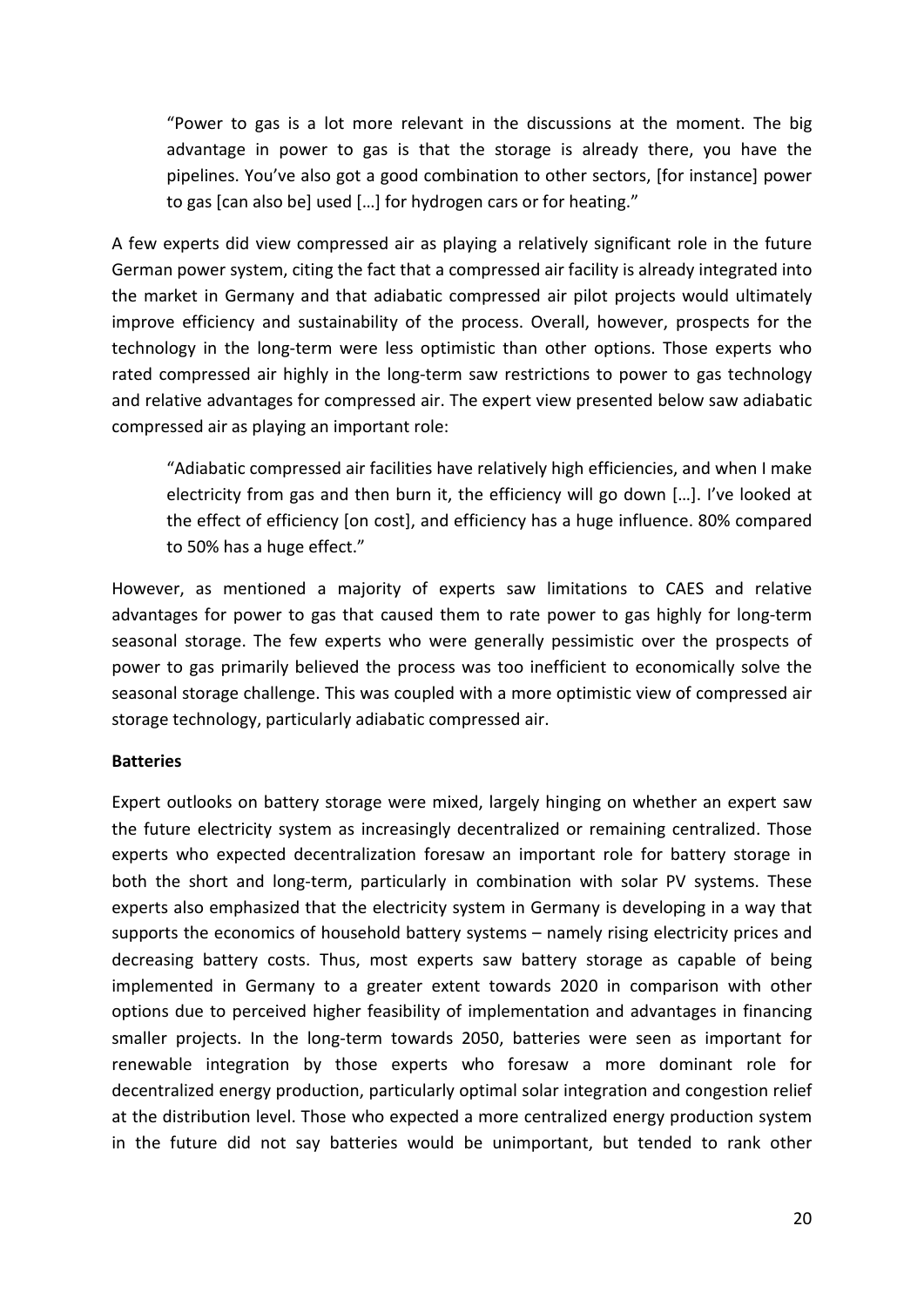> "Power to gas is a lot more relevant in the discussions at the moment. The big advantage in power to gas is that the storage is already there, you have the pipelines. You've also got a good combination to other sectors, [for instance] power to gas [can also be] used […] for hydrogen cars or for heating."

A few experts did view compressed air as playing a relatively significant role in the future German power system, citing the fact that a compressed air facility is already integrated into the market in Germany and that adiabatic compressed air pilot projects would ultimately improve efficiency and sustainability of the process. Overall, however, prospects for the technology in the long-term were less optimistic than other options. Those experts who rated compressed air highly in the long-term saw restrictions to power to gas technology and relative advantages for compressed air. The expert view presented below saw adiabatic compressed air as playing an important role:

> "Adiabatic compressed air facilities have relatively high efficiencies, and when I make electricity from gas and then burn it, the efficiency will go down […]. I've looked at the effect of efficiency [on cost], and efficiency has a huge influence. 80% compared to 50% has a huge effect."

However, as mentioned a majority of experts saw limitations to CAES and relative advantages for power to gas that caused them to rate power to gas highly for long-term seasonal storage. The few experts who were generally pessimistic over the prospects of power to gas primarily believed the process was too inefficient to economically solve the seasonal storage challenge. This was coupled with a more optimistic view of compressed air storage technology, particularly adiabatic compressed air.

**Batteries**

Expert outlooks on battery storage were mixed, largely hinging on whether an expert saw the future electricity system as increasingly decentralized or remaining centralized. Those experts who expected decentralization foresaw an important role for battery storage in both the short and long-term, particularly in combination with solar PV systems. These experts also emphasized that the electricity system in Germany is developing in a way that supports the economics of household battery systems – namely rising electricity prices and decreasing battery costs. Thus, most experts saw battery storage as capable of being implemented in Germany to a greater extent towards 2020 in comparison with other options due to perceived higher feasibility of implementation and advantages in financing smaller projects. In the long-term towards 2050, batteries were seen as important for renewable integration by those experts who foresaw a more dominant role for decentralized energy production, particularly optimal solar integration and congestion relief at the distribution level. Those who expected a more centralized energy production system in the future did not say batteries would be unimportant, but tended to rank other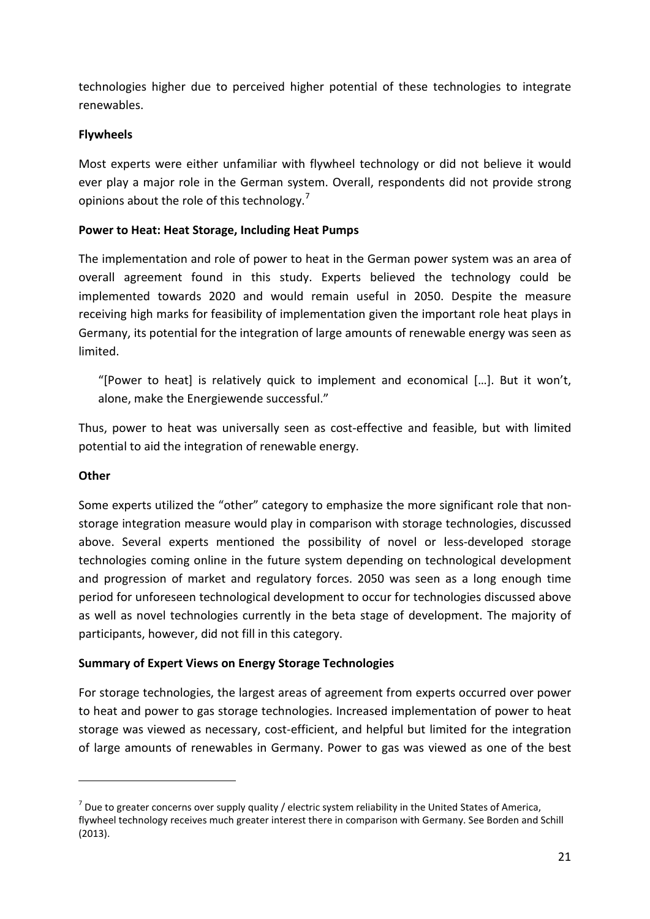technologies higher due to perceived higher potential of these technologies to integrate renewables.

**Flywheels**

Most experts were either unfamiliar with flywheel technology or did not believe it would ever play a major role in the German system. Overall, respondents did not provide strong opinions about the role of this technology.[7]

**Power to Heat: Heat Storage, Including Heat Pumps**

The implementation and role of power to heat in the German power system was an area of overall agreement found in this study. Experts believed the technology could be implemented towards 2020 and would remain useful in 2050. Despite the measure receiving high marks for feasibility of implementation given the important role heat plays in Germany, its potential for the integration of large amounts of renewable energy was seen as limited.

> "[Power to heat] is relatively quick to implement and economical […]. But it won't, alone, make the Energiewende successful."

Thus, power to heat was universally seen as cost-effective and feasible, but with limited potential to aid the integration of renewable energy.

**Other**

Some experts utilized the "other" category to emphasize the more significant role that non-storage integration measure would play in comparison with storage technologies, discussed above. Several experts mentioned the possibility of novel or less-developed storage technologies coming online in the future system depending on technological development and progression of market and regulatory forces. 2050 was seen as a long enough time period for unforeseen technological development to occur for technologies discussed above as well as novel technologies currently in the beta stage of development. The majority of participants, however, did not fill in this category.

**Summary of Expert Views on Energy Storage Technologies**

For storage technologies, the largest areas of agreement from experts occurred over power to heat and power to gas storage technologies. Increased implementation of power to heat storage was viewed as necessary, cost-efficient, and helpful but limited for the integration of large amounts of renewables in Germany. Power to gas was viewed as one of the best

---

[7] Due to greater concerns over supply quality / electric system reliability in the United States of America, flywheel technology receives much greater interest there in comparison with Germany. See Borden and Schill (2013).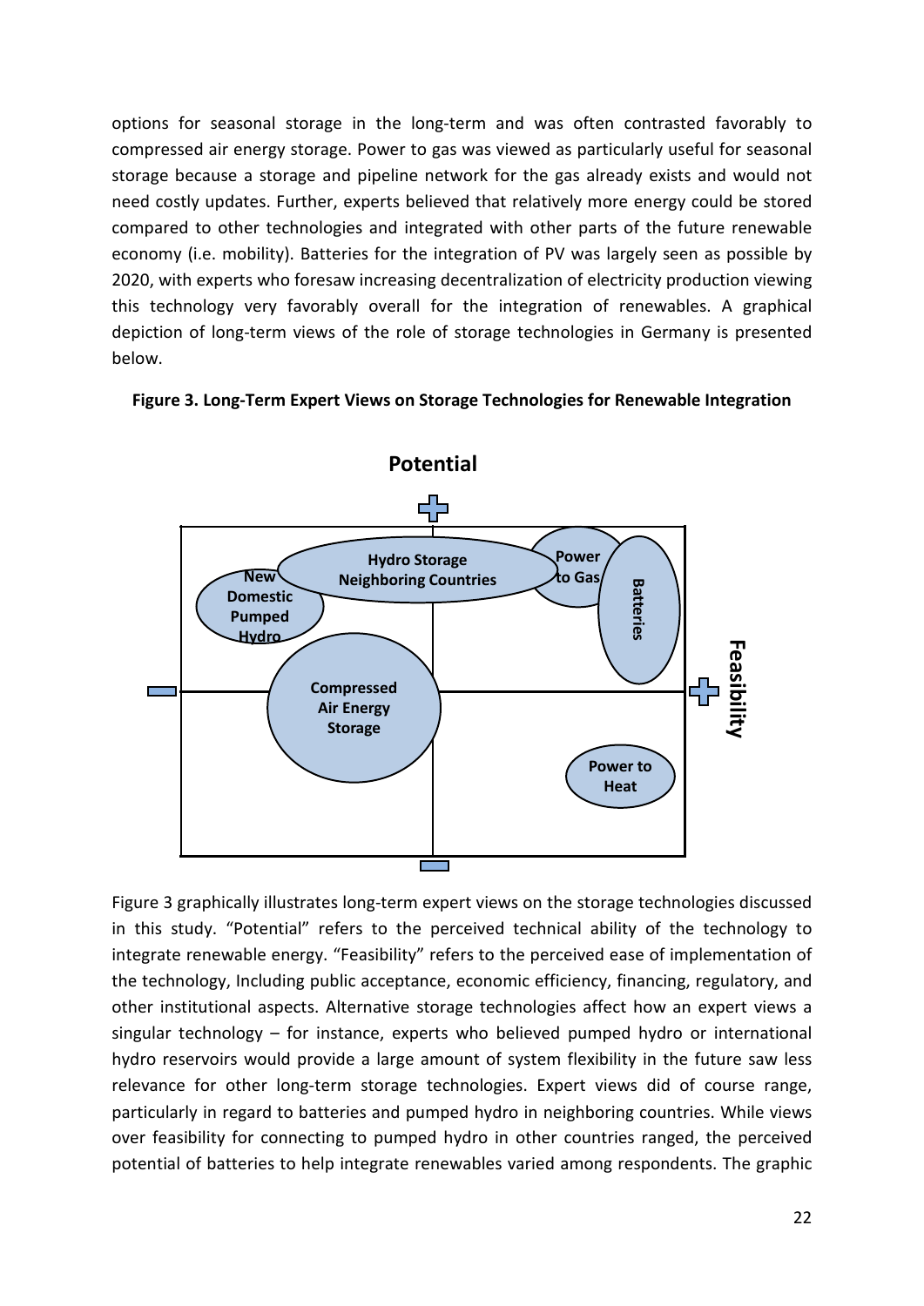options for seasonal storage in the long-term and was often contrasted favorably to compressed air energy storage. Power to gas was viewed as particularly useful for seasonal storage because a storage and pipeline network for the gas already exists and would not need costly updates. Further, experts believed that relatively more energy could be stored compared to other technologies and integrated with other parts of the future renewable economy (i.e. mobility). Batteries for the integration of PV was largely seen as possible by 2020, with experts who foresaw increasing decentralization of electricity production viewing this technology very favorably overall for the integration of renewables. A graphical depiction of long-term views of the role of storage technologies in Germany is presented below.

**Figure 3. Long-Term Expert Views on Storage Technologies for Renewable Integration**

Figure 3 graphically illustrates long-term expert views on the storage technologies discussed in this study. "Potential" refers to the perceived technical ability of the technology to integrate renewable energy. "Feasibility" refers to the perceived ease of implementation of the technology, Including public acceptance, economic efficiency, financing, regulatory, and other institutional aspects. Alternative storage technologies affect how an expert views a singular technology – for instance, experts who believed pumped hydro or international hydro reservoirs would provide a large amount of system flexibility in the future saw less relevance for other long-term storage technologies. Expert views did of course range, particularly in regard to batteries and pumped hydro in neighboring countries. While views over feasibility for connecting to pumped hydro in other countries ranged, the perceived potential of batteries to help integrate renewables varied among respondents. The graphic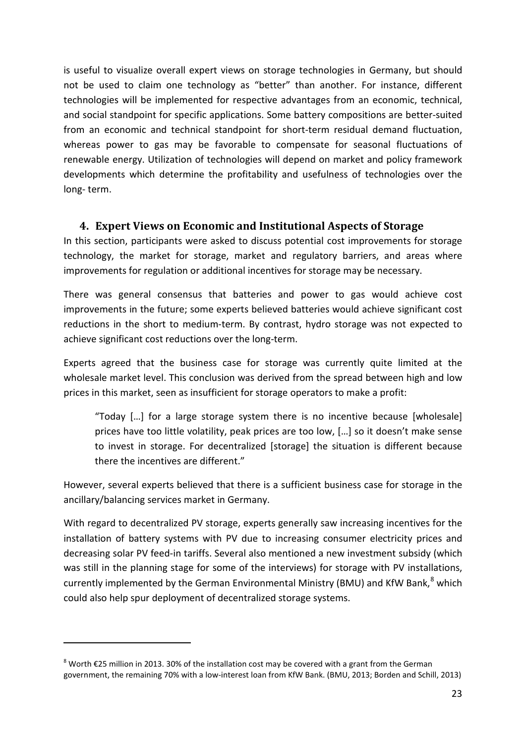is useful to visualize overall expert views on storage technologies in Germany, but should not be used to claim one technology as "better" than another. For instance, different technologies will be implemented for respective advantages from an economic, technical, and social standpoint for specific applications. Some battery compositions are better-suited from an economic and technical standpoint for short-term residual demand fluctuation, whereas power to gas may be favorable to compensate for seasonal fluctuations of renewable energy. Utilization of technologies will depend on market and policy framework developments which determine the profitability and usefulness of technologies over the long- term.

## 4. Expert Views on Economic and Institutional Aspects of Storage

In this section, participants were asked to discuss potential cost improvements for storage technology, the market for storage, market and regulatory barriers, and areas where improvements for regulation or additional incentives for storage may be necessary.

There was general consensus that batteries and power to gas would achieve cost improvements in the future; some experts believed batteries would achieve significant cost reductions in the short to medium-term. By contrast, hydro storage was not expected to achieve significant cost reductions over the long-term.

Experts agreed that the business case for storage was currently quite limited at the wholesale market level. This conclusion was derived from the spread between high and low prices in this market, seen as insufficient for storage operators to make a profit:

> "Today […] for a large storage system there is no incentive because [wholesale] prices have too little volatility, peak prices are too low, […] so it doesn't make sense to invest in storage. For decentralized [storage] the situation is different because there the incentives are different."

However, several experts believed that there is a sufficient business case for storage in the ancillary/balancing services market in Germany.

With regard to decentralized PV storage, experts generally saw increasing incentives for the installation of battery systems with PV due to increasing consumer electricity prices and decreasing solar PV feed-in tariffs. Several also mentioned a new investment subsidy (which was still in the planning stage for some of the interviews) for storage with PV installations, currently implemented by the German Environmental Ministry (BMU) and KfW Bank,[8] which could also help spur deployment of decentralized storage systems.

---

[8] Worth €25 million in 2013. 30% of the installation cost may be covered with a grant from the German government, the remaining 70% with a low-interest loan from KfW Bank. (BMU, 2013; Borden and Schill, 2013)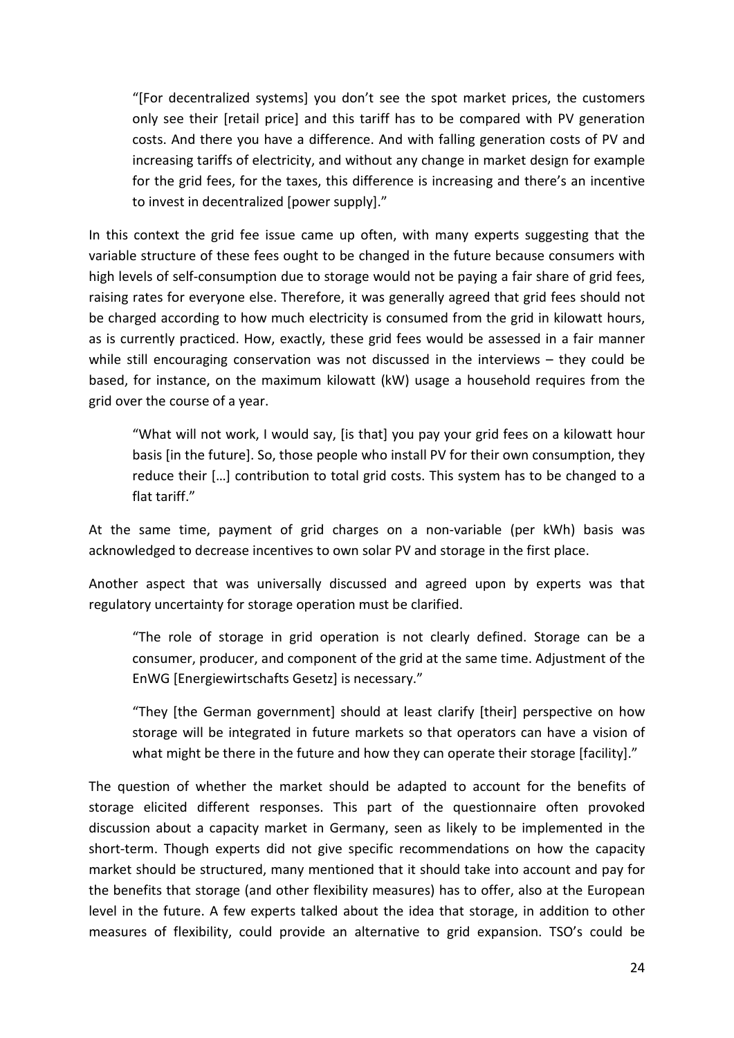> "[For decentralized systems] you don't see the spot market prices, the customers only see their [retail price] and this tariff has to be compared with PV generation costs. And there you have a difference. And with falling generation costs of PV and increasing tariffs of electricity, and without any change in market design for example for the grid fees, for the taxes, this difference is increasing and there's an incentive to invest in decentralized [power supply]."

In this context the grid fee issue came up often, with many experts suggesting that the variable structure of these fees ought to be changed in the future because consumers with high levels of self-consumption due to storage would not be paying a fair share of grid fees, raising rates for everyone else. Therefore, it was generally agreed that grid fees should not be charged according to how much electricity is consumed from the grid in kilowatt hours, as is currently practiced. How, exactly, these grid fees would be assessed in a fair manner while still encouraging conservation was not discussed in the interviews – they could be based, for instance, on the maximum kilowatt (kW) usage a household requires from the grid over the course of a year.

> "What will not work, I would say, [is that] you pay your grid fees on a kilowatt hour basis [in the future]. So, those people who install PV for their own consumption, they reduce their […] contribution to total grid costs. This system has to be changed to a flat tariff."

At the same time, payment of grid charges on a non-variable (per kWh) basis was acknowledged to decrease incentives to own solar PV and storage in the first place.

Another aspect that was universally discussed and agreed upon by experts was that regulatory uncertainty for storage operation must be clarified.

> "The role of storage in grid operation is not clearly defined. Storage can be a consumer, producer, and component of the grid at the same time. Adjustment of the EnWG [Energiewirtschafts Gesetz] is necessary."

> "They [the German government] should at least clarify [their] perspective on how storage will be integrated in future markets so that operators can have a vision of what might be there in the future and how they can operate their storage [facility]."

The question of whether the market should be adapted to account for the benefits of storage elicited different responses. This part of the questionnaire often provoked discussion about a capacity market in Germany, seen as likely to be implemented in the short-term. Though experts did not give specific recommendations on how the capacity market should be structured, many mentioned that it should take into account and pay for the benefits that storage (and other flexibility measures) has to offer, also at the European level in the future. A few experts talked about the idea that storage, in addition to other measures of flexibility, could provide an alternative to grid expansion. TSO's could be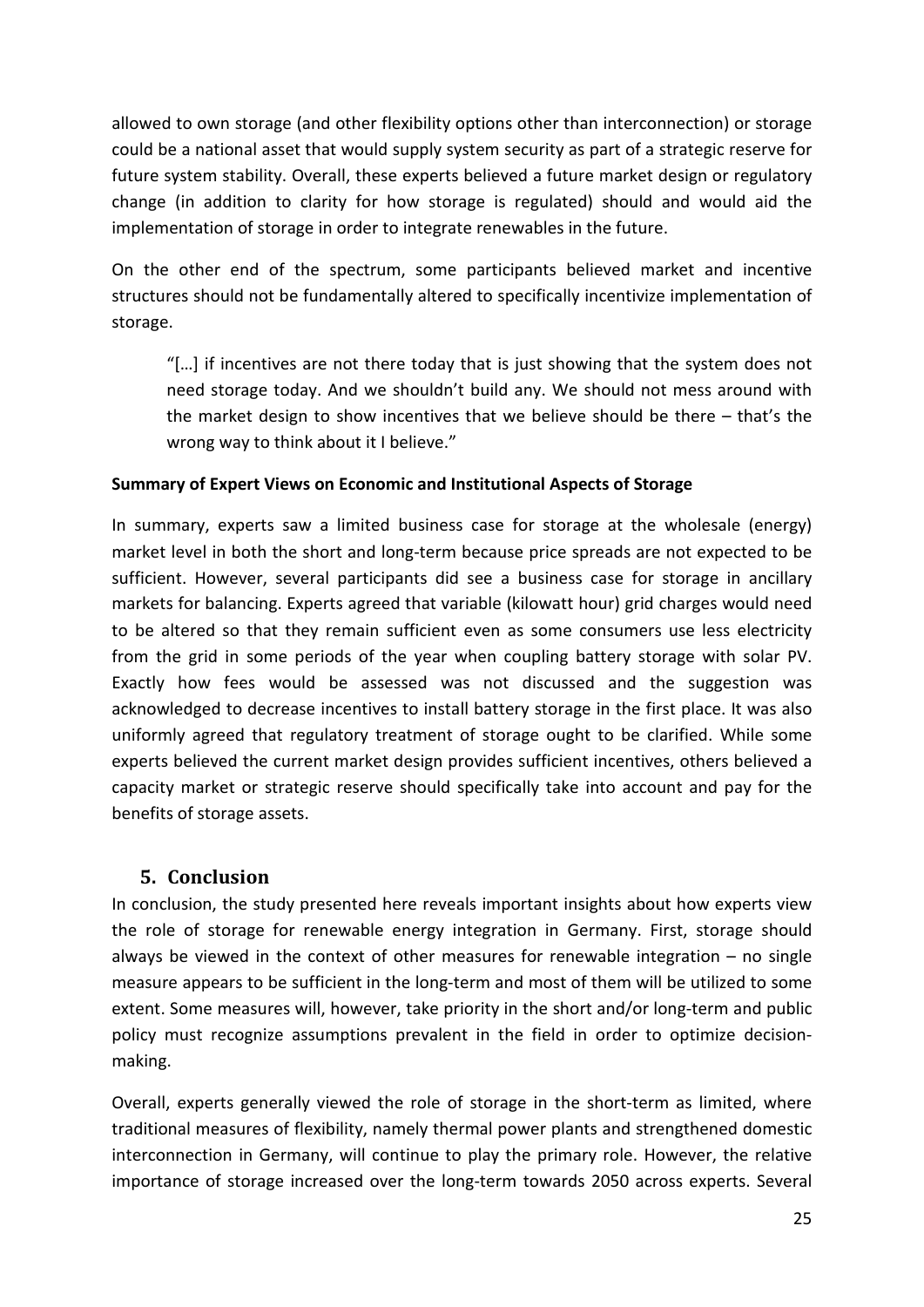allowed to own storage (and other flexibility options other than interconnection) or storage could be a national asset that would supply system security as part of a strategic reserve for future system stability. Overall, these experts believed a future market design or regulatory change (in addition to clarity for how storage is regulated) should and would aid the implementation of storage in order to integrate renewables in the future.

On the other end of the spectrum, some participants believed market and incentive structures should not be fundamentally altered to specifically incentivize implementation of storage.

> "[…] if incentives are not there today that is just showing that the system does not need storage today. And we shouldn't build any. We should not mess around with the market design to show incentives that we believe should be there – that's the wrong way to think about it I believe."

**Summary of Expert Views on Economic and Institutional Aspects of Storage**

In summary, experts saw a limited business case for storage at the wholesale (energy) market level in both the short and long-term because price spreads are not expected to be sufficient. However, several participants did see a business case for storage in ancillary markets for balancing. Experts agreed that variable (kilowatt hour) grid charges would need to be altered so that they remain sufficient even as some consumers use less electricity from the grid in some periods of the year when coupling battery storage with solar PV. Exactly how fees would be assessed was not discussed and the suggestion was acknowledged to decrease incentives to install battery storage in the first place. It was also uniformly agreed that regulatory treatment of storage ought to be clarified. While some experts believed the current market design provides sufficient incentives, others believed a capacity market or strategic reserve should specifically take into account and pay for the benefits of storage assets.

## 5. Conclusion

In conclusion, the study presented here reveals important insights about how experts view the role of storage for renewable energy integration in Germany. First, storage should always be viewed in the context of other measures for renewable integration – no single measure appears to be sufficient in the long-term and most of them will be utilized to some extent. Some measures will, however, take priority in the short and/or long-term and public policy must recognize assumptions prevalent in the field in order to optimize decision-making.

Overall, experts generally viewed the role of storage in the short-term as limited, where traditional measures of flexibility, namely thermal power plants and strengthened domestic interconnection in Germany, will continue to play the primary role. However, the relative importance of storage increased over the long-term towards 2050 across experts. Several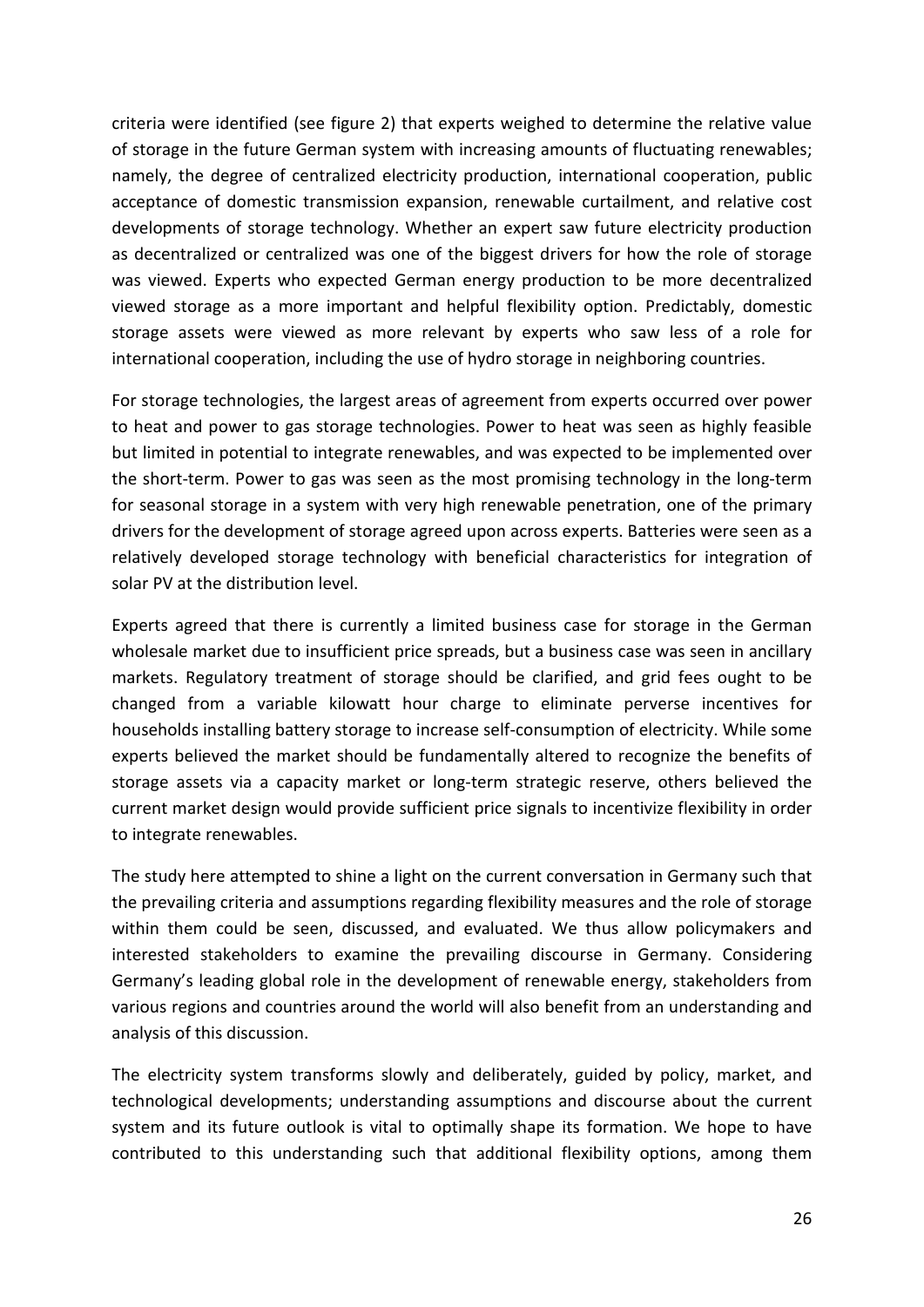criteria were identified (see figure 2) that experts weighed to determine the relative value of storage in the future German system with increasing amounts of fluctuating renewables; namely, the degree of centralized electricity production, international cooperation, public acceptance of domestic transmission expansion, renewable curtailment, and relative cost developments of storage technology. Whether an expert saw future electricity production as decentralized or centralized was one of the biggest drivers for how the role of storage was viewed. Experts who expected German energy production to be more decentralized viewed storage as a more important and helpful flexibility option. Predictably, domestic storage assets were viewed as more relevant by experts who saw less of a role for international cooperation, including the use of hydro storage in neighboring countries.

For storage technologies, the largest areas of agreement from experts occurred over power to heat and power to gas storage technologies. Power to heat was seen as highly feasible but limited in potential to integrate renewables, and was expected to be implemented over the short-term. Power to gas was seen as the most promising technology in the long-term for seasonal storage in a system with very high renewable penetration, one of the primary drivers for the development of storage agreed upon across experts. Batteries were seen as a relatively developed storage technology with beneficial characteristics for integration of solar PV at the distribution level.

Experts agreed that there is currently a limited business case for storage in the German wholesale market due to insufficient price spreads, but a business case was seen in ancillary markets. Regulatory treatment of storage should be clarified, and grid fees ought to be changed from a variable kilowatt hour charge to eliminate perverse incentives for households installing battery storage to increase self-consumption of electricity. While some experts believed the market should be fundamentally altered to recognize the benefits of storage assets via a capacity market or long-term strategic reserve, others believed the current market design would provide sufficient price signals to incentivize flexibility in order to integrate renewables.

The study here attempted to shine a light on the current conversation in Germany such that the prevailing criteria and assumptions regarding flexibility measures and the role of storage within them could be seen, discussed, and evaluated. We thus allow policymakers and interested stakeholders to examine the prevailing discourse in Germany. Considering Germany's leading global role in the development of renewable energy, stakeholders from various regions and countries around the world will also benefit from an understanding and analysis of this discussion.

The electricity system transforms slowly and deliberately, guided by policy, market, and technological developments; understanding assumptions and discourse about the current system and its future outlook is vital to optimally shape its formation. We hope to have contributed to this understanding such that additional flexibility options, among them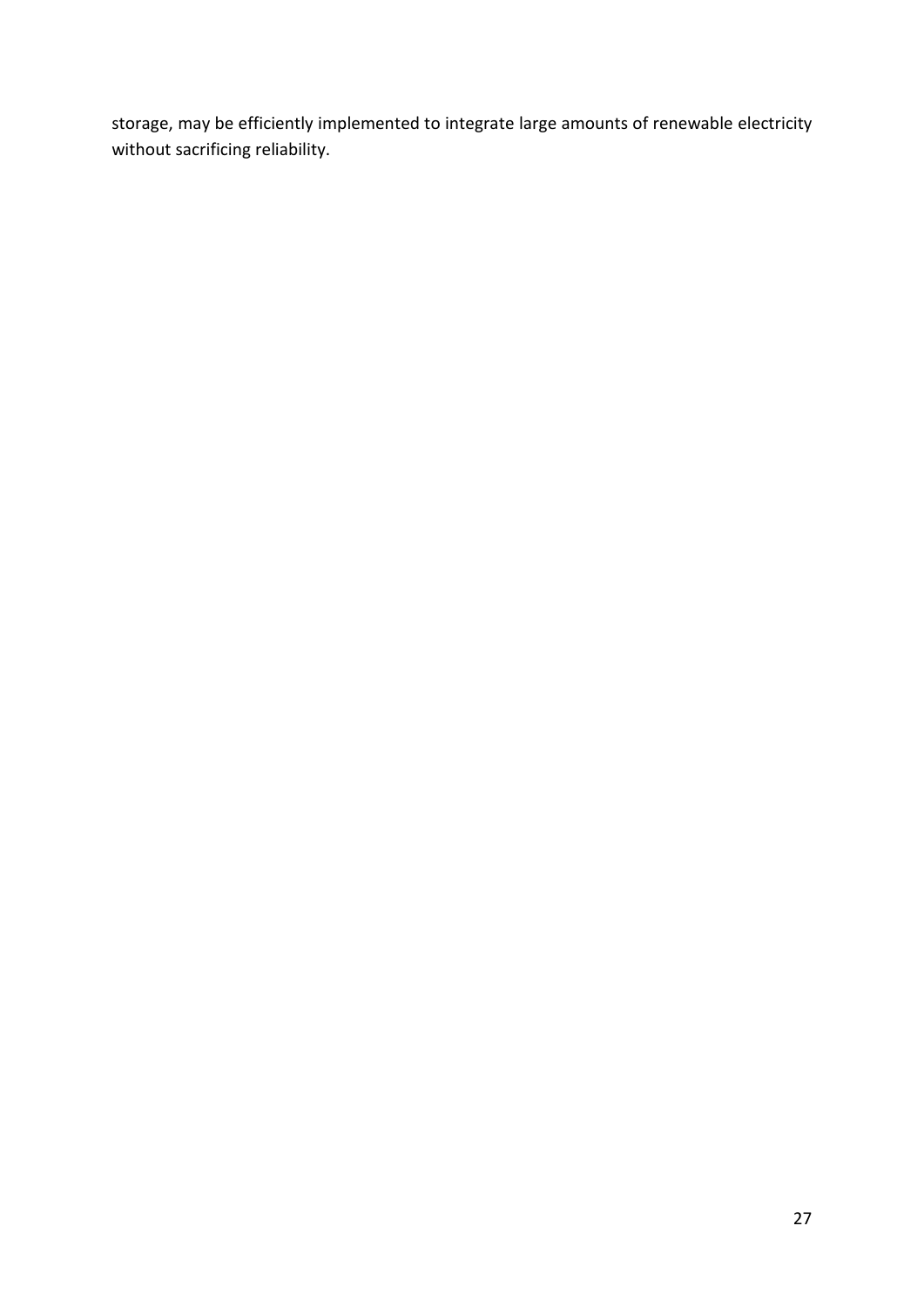storage, may be efficiently implemented to integrate large amounts of renewable electricity without sacrificing reliability.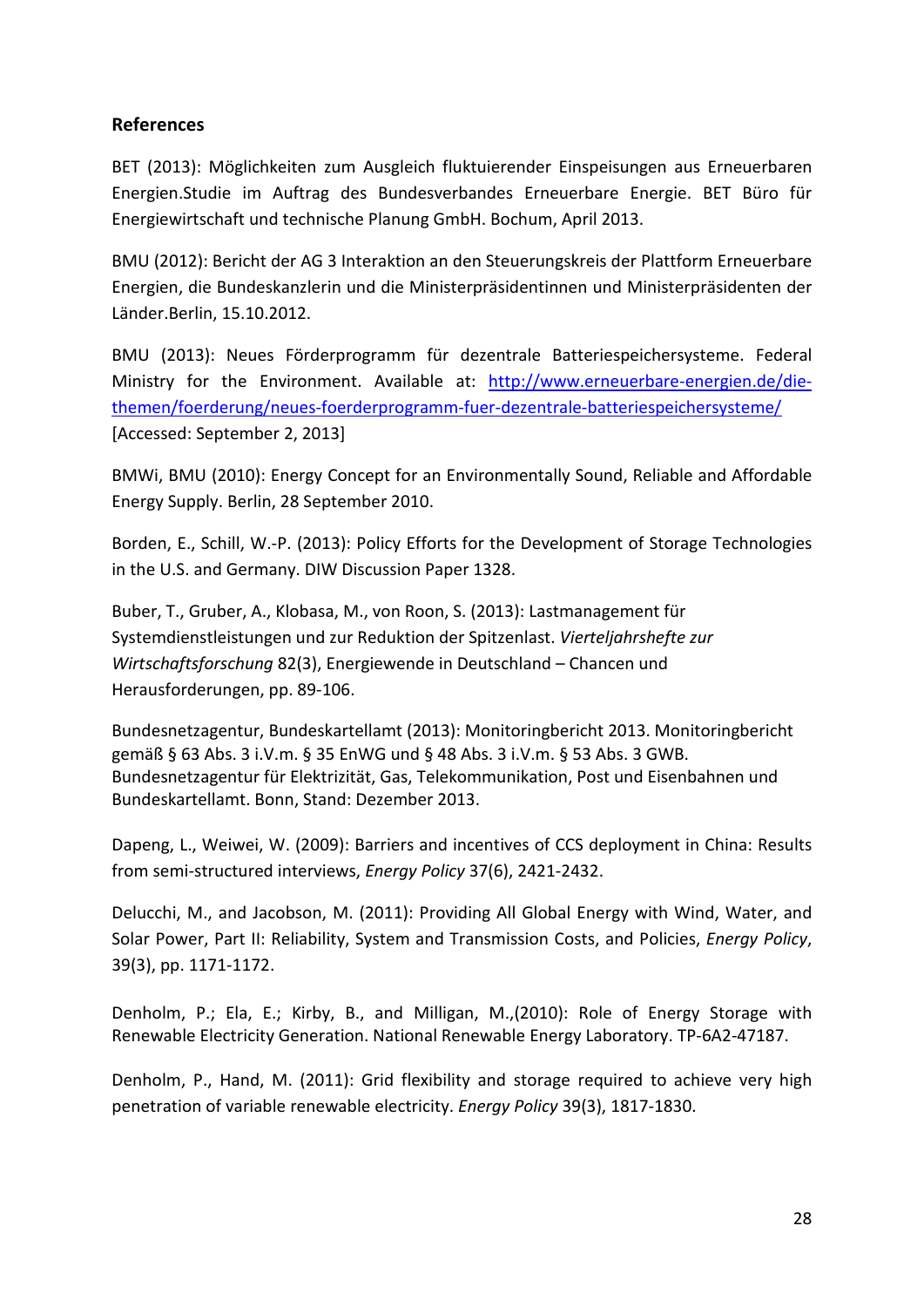## References

BET (2013): Möglichkeiten zum Ausgleich fluktuierender Einspeisungen aus Erneuerbaren Energien.Studie im Auftrag des Bundesverbandes Erneuerbare Energie. BET Büro für Energiewirtschaft und technische Planung GmbH. Bochum, April 2013.

BMU (2012): Bericht der AG 3 Interaktion an den Steuerungskreis der Plattform Erneuerbare Energien, die Bundeskanzlerin und die Ministerpräsidentinnen und Ministerpräsidenten der Länder.Berlin, 15.10.2012.

BMU (2013): Neues Förderprogramm für dezentrale Batteriespeichersysteme. Federal Ministry for the Environment. Available at: http://www.erneuerbare-energien.de/die-themen/foerderung/neues-foerderprogramm-fuer-dezentrale-batteriespeichersysteme/ [Accessed: September 2, 2013]

BMWi, BMU (2010): Energy Concept for an Environmentally Sound, Reliable and Affordable Energy Supply. Berlin, 28 September 2010.

Borden, E., Schill, W.-P. (2013): Policy Efforts for the Development of Storage Technologies in the U.S. and Germany. DIW Discussion Paper 1328.

Buber, T., Gruber, A., Klobasa, M., von Roon, S. (2013): Lastmanagement für Systemdienstleistungen und zur Reduktion der Spitzenlast. *Vierteljahrshefte zur Wirtschaftsforschung* 82(3), Energiewende in Deutschland – Chancen und Herausforderungen, pp. 89-106.

Bundesnetzagentur, Bundeskartellamt (2013): Monitoringbericht 2013. Monitoringbericht gemäß § 63 Abs. 3 i.V.m. § 35 EnWG und § 48 Abs. 3 i.V.m. § 53 Abs. 3 GWB. Bundesnetzagentur für Elektrizität, Gas, Telekommunikation, Post und Eisenbahnen und Bundeskartellamt. Bonn, Stand: Dezember 2013.

Dapeng, L., Weiwei, W. (2009): Barriers and incentives of CCS deployment in China: Results from semi-structured interviews, *Energy Policy* 37(6), 2421-2432.

Delucchi, M., and Jacobson, M. (2011): Providing All Global Energy with Wind, Water, and Solar Power, Part II: Reliability, System and Transmission Costs, and Policies, *Energy Policy*, 39(3), pp. 1171-1172.

Denholm, P.; Ela, E.; Kirby, B., and Milligan, M.,(2010): Role of Energy Storage with Renewable Electricity Generation. National Renewable Energy Laboratory. TP-6A2-47187.

Denholm, P., Hand, M. (2011): Grid flexibility and storage required to achieve very high penetration of variable renewable electricity. *Energy Policy* 39(3), 1817-1830.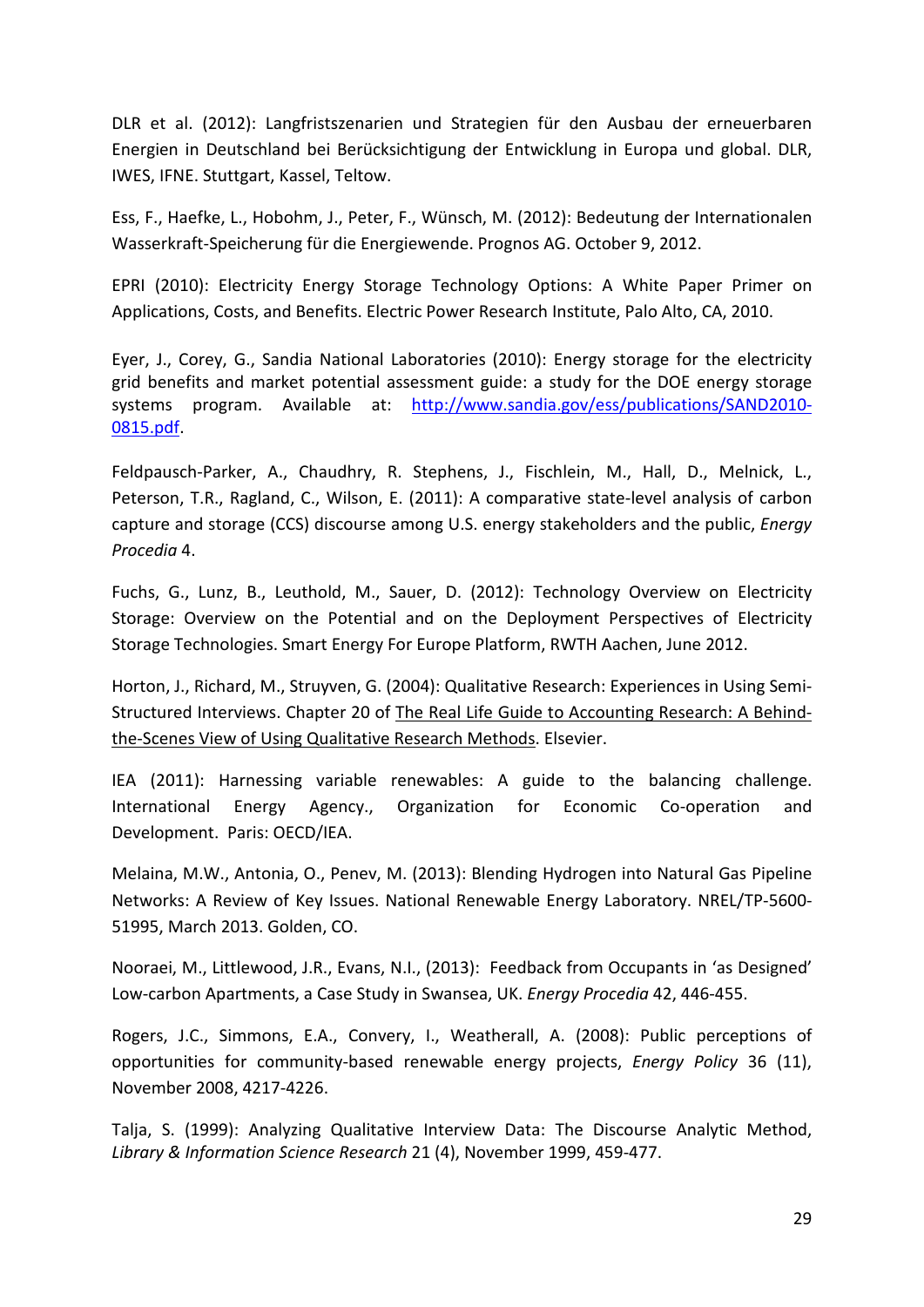DLR et al. (2012): Langfristszenarien und Strategien für den Ausbau der erneuerbaren Energien in Deutschland bei Berücksichtigung der Entwicklung in Europa und global. DLR, IWES, IFNE. Stuttgart, Kassel, Teltow.

Ess, F., Haefke, L., Hobohm, J., Peter, F., Wünsch, M. (2012): Bedeutung der Internationalen Wasserkraft-Speicherung für die Energiewende. Prognos AG. October 9, 2012.

EPRI (2010): Electricity Energy Storage Technology Options: A White Paper Primer on Applications, Costs, and Benefits. Electric Power Research Institute, Palo Alto, CA, 2010.

Eyer, J., Corey, G., Sandia National Laboratories (2010): Energy storage for the electricity grid benefits and market potential assessment guide: a study for the DOE energy storage systems program. Available at: [http://www.sandia.gov/ess/publications/SAND2010-0815.pdf](http://www.sandia.gov/ess/publications/SAND2010-0815.pdf).

Feldpausch-Parker, A., Chaudhry, R. Stephens, J., Fischlein, M., Hall, D., Melnick, L., Peterson, T.R., Ragland, C., Wilson, E. (2011): A comparative state-level analysis of carbon capture and storage (CCS) discourse among U.S. energy stakeholders and the public, *Energy Procedia* 4.

Fuchs, G., Lunz, B., Leuthold, M., Sauer, D. (2012): Technology Overview on Electricity Storage: Overview on the Potential and on the Deployment Perspectives of Electricity Storage Technologies. Smart Energy For Europe Platform, RWTH Aachen, June 2012.

Horton, J., Richard, M., Struyven, G. (2004): Qualitative Research: Experiences in Using Semi-Structured Interviews. Chapter 20 of The Real Life Guide to Accounting Research: A Behind-the-Scenes View of Using Qualitative Research Methods. Elsevier.

IEA (2011): Harnessing variable renewables: A guide to the balancing challenge. International Energy Agency., Organization for Economic Co-operation and Development. Paris: OECD/IEA.

Melaina, M.W., Antonia, O., Penev, M. (2013): Blending Hydrogen into Natural Gas Pipeline Networks: A Review of Key Issues. National Renewable Energy Laboratory. NREL/TP-5600-51995, March 2013. Golden, CO.

Nooraei, M., Littlewood, J.R., Evans, N.I., (2013): Feedback from Occupants in 'as Designed' Low-carbon Apartments, a Case Study in Swansea, UK. *Energy Procedia* 42, 446-455.

Rogers, J.C., Simmons, E.A., Convery, I., Weatherall, A. (2008): Public perceptions of opportunities for community-based renewable energy projects, *Energy Policy* 36 (11), November 2008, 4217-4226.

Talja, S. (1999): Analyzing Qualitative Interview Data: The Discourse Analytic Method, *Library & Information Science Research* 21 (4), November 1999, 459-477.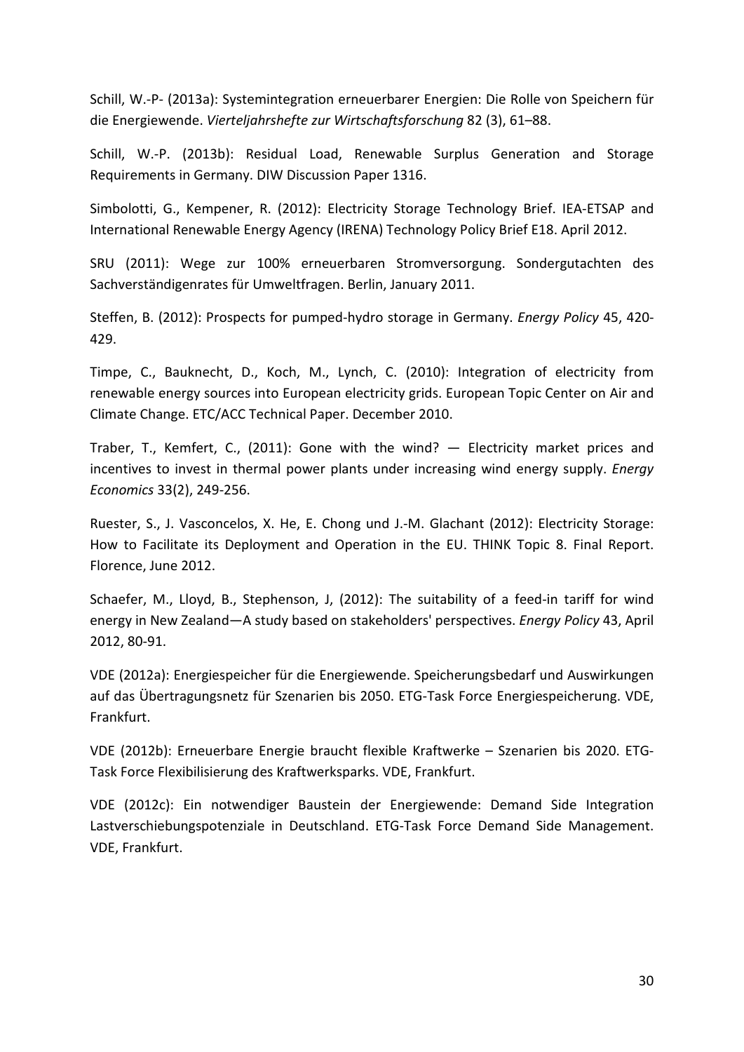Schill, W.-P- (2013a): Systemintegration erneuerbarer Energien: Die Rolle von Speichern für die Energiewende. *Vierteljahrshefte zur Wirtschaftsforschung* 82 (3), 61–88.

Schill, W.-P. (2013b): Residual Load, Renewable Surplus Generation and Storage Requirements in Germany. DIW Discussion Paper 1316.

Simbolotti, G., Kempener, R. (2012): Electricity Storage Technology Brief. IEA-ETSAP and International Renewable Energy Agency (IRENA) Technology Policy Brief E18. April 2012.

SRU (2011): Wege zur 100% erneuerbaren Stromversorgung. Sondergutachten des Sachverständigenrates für Umweltfragen. Berlin, January 2011.

Steffen, B. (2012): Prospects for pumped-hydro storage in Germany. *Energy Policy* 45, 420-429.

Timpe, C., Bauknecht, D., Koch, M., Lynch, C. (2010): Integration of electricity from renewable energy sources into European electricity grids. European Topic Center on Air and Climate Change. ETC/ACC Technical Paper. December 2010.

Traber, T., Kemfert, C., (2011): Gone with the wind? — Electricity market prices and incentives to invest in thermal power plants under increasing wind energy supply. *Energy Economics* 33(2), 249-256.

Ruester, S., J. Vasconcelos, X. He, E. Chong und J.-M. Glachant (2012): Electricity Storage: How to Facilitate its Deployment and Operation in the EU. THINK Topic 8. Final Report. Florence, June 2012.

Schaefer, M., Lloyd, B., Stephenson, J, (2012): The suitability of a feed-in tariff for wind energy in New Zealand—A study based on stakeholders' perspectives. *Energy Policy* 43, April 2012, 80-91.

VDE (2012a): Energiespeicher für die Energiewende. Speicherungsbedarf und Auswirkungen auf das Übertragungsnetz für Szenarien bis 2050. ETG-Task Force Energiespeicherung. VDE, Frankfurt.

VDE (2012b): Erneuerbare Energie braucht flexible Kraftwerke – Szenarien bis 2020. ETG-Task Force Flexibilisierung des Kraftwerksparks. VDE, Frankfurt.

VDE (2012c): Ein notwendiger Baustein der Energiewende: Demand Side Integration Lastverschiebungspotenziale in Deutschland. ETG-Task Force Demand Side Management. VDE, Frankfurt.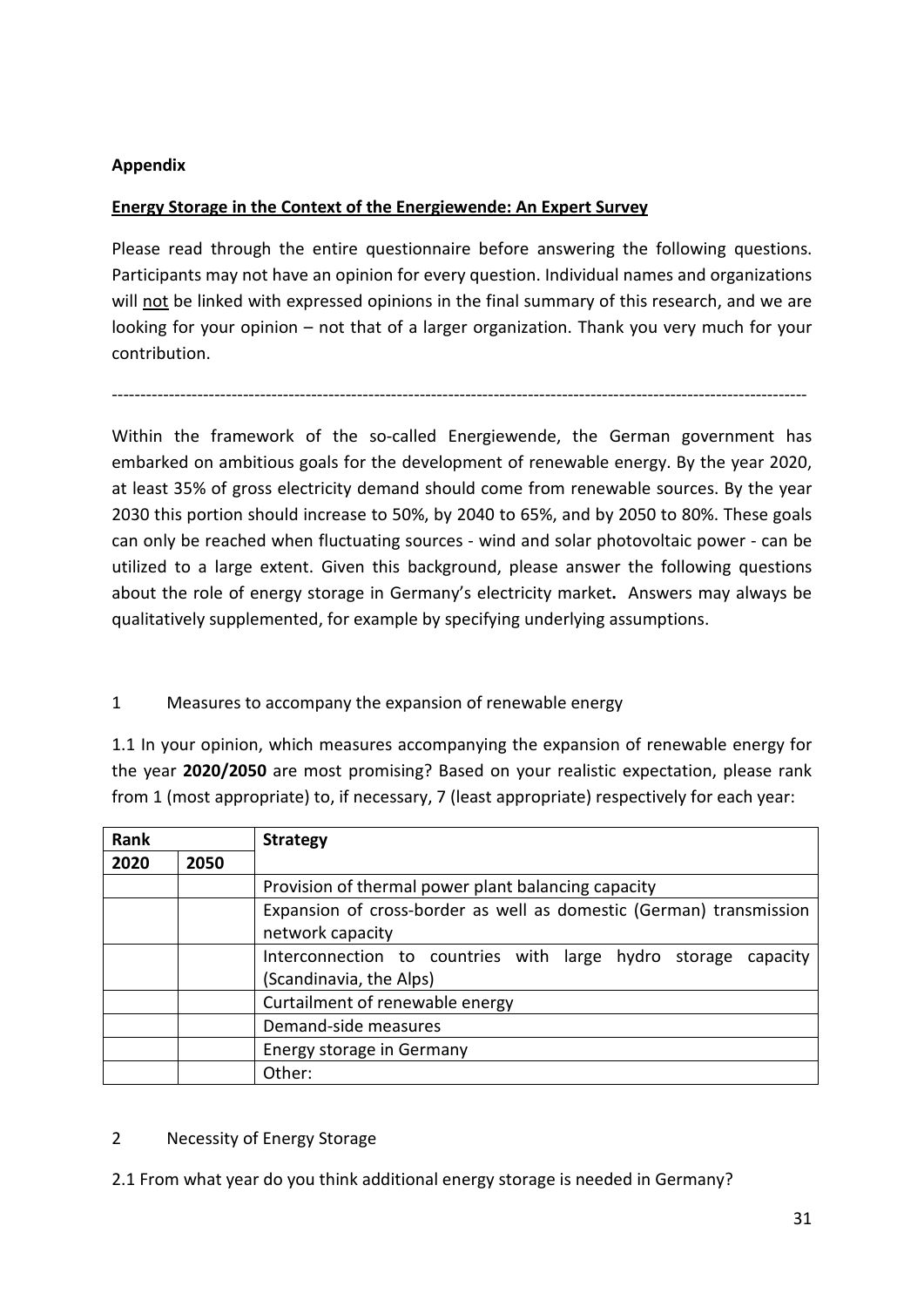**Appendix**

**Energy Storage in the Context of the Energiewende: An Expert Survey**

Please read through the entire questionnaire before answering the following questions. Participants may not have an opinion for every question. Individual names and organizations will not be linked with expressed opinions in the final summary of this research, and we are looking for your opinion – not that of a larger organization. Thank you very much for your contribution.

---

Within the framework of the so-called Energiewende, the German government has embarked on ambitious goals for the development of renewable energy. By the year 2020, at least 35% of gross electricity demand should come from renewable sources. By the year 2030 this portion should increase to 50%, by 2040 to 65%, and by 2050 to 80%. These goals can only be reached when fluctuating sources - wind and solar photovoltaic power - can be utilized to a large extent. Given this background, please answer the following questions about the role of energy storage in Germany's electricity market**.** Answers may always be qualitatively supplemented, for example by specifying underlying assumptions.

1 Measures to accompany the expansion of renewable energy

1.1 In your opinion, which measures accompanying the expansion of renewable energy for the year **2020/2050** are most promising? Based on your realistic expectation, please rank from 1 (most appropriate) to, if necessary, 7 (least appropriate) respectively for each year:

| **Rank** | | **Strategy** |
|---|---|---|
| **2020** | **2050** | |
| | | Provision of thermal power plant balancing capacity |
| | | Expansion of cross-border as well as domestic (German) transmission network capacity |
| | | Interconnection to countries with large hydro storage capacity (Scandinavia, the Alps) |
| | | Curtailment of renewable energy |
| | | Demand-side measures |
| | | Energy storage in Germany |
| | | Other: |

2 Necessity of Energy Storage

2.1 From what year do you think additional energy storage is needed in Germany?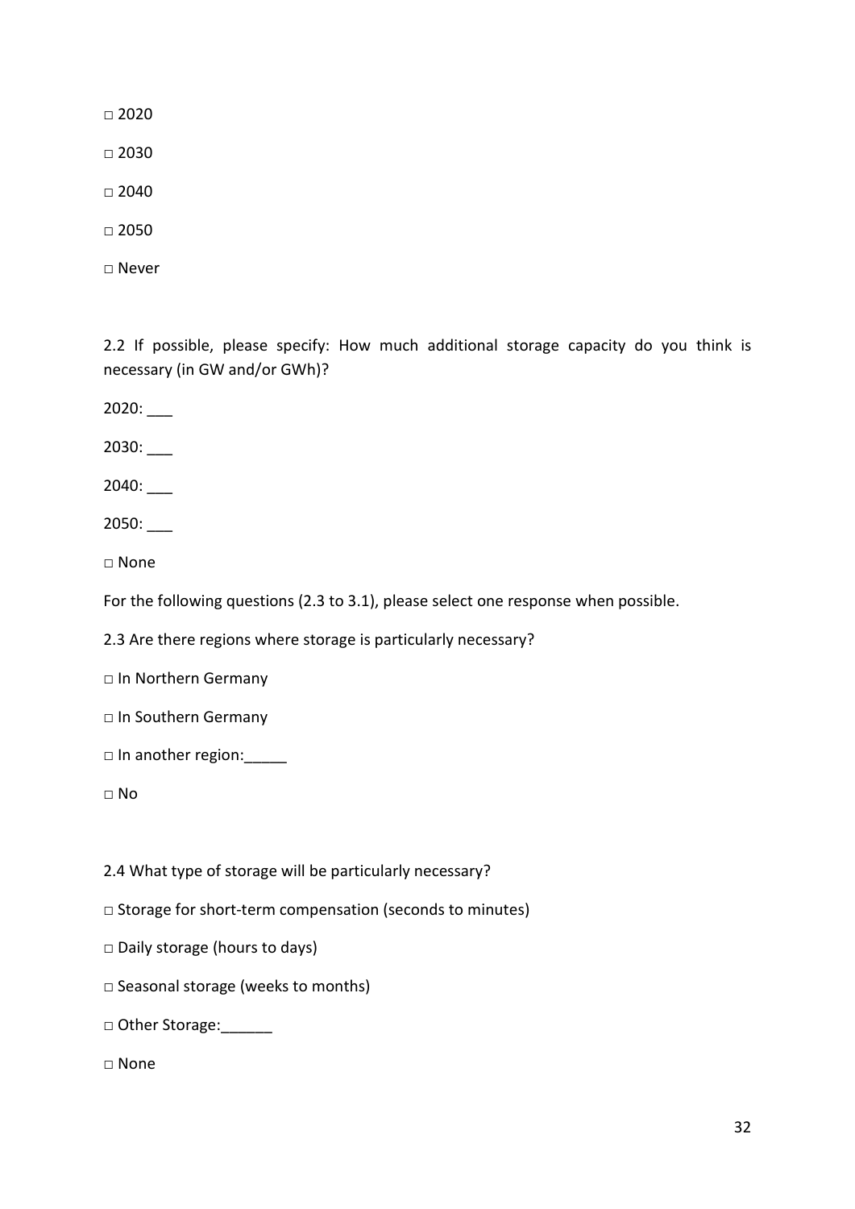□ 2020

□ 2030

□ 2040

□ 2050

□ Never

2.2 If possible, please specify: How much additional storage capacity do you think is necessary (in GW and/or GWh)?

2020: ___

2030: ___

2040: ___

2050: ___

□ None

For the following questions (2.3 to 3.1), please select one response when possible.

2.3 Are there regions where storage is particularly necessary?

□ In Northern Germany

□ In Southern Germany

□ In another region:_____

□ No

2.4 What type of storage will be particularly necessary?

□ Storage for short-term compensation (seconds to minutes)

□ Daily storage (hours to days)

□ Seasonal storage (weeks to months)

□ Other Storage:______

□ None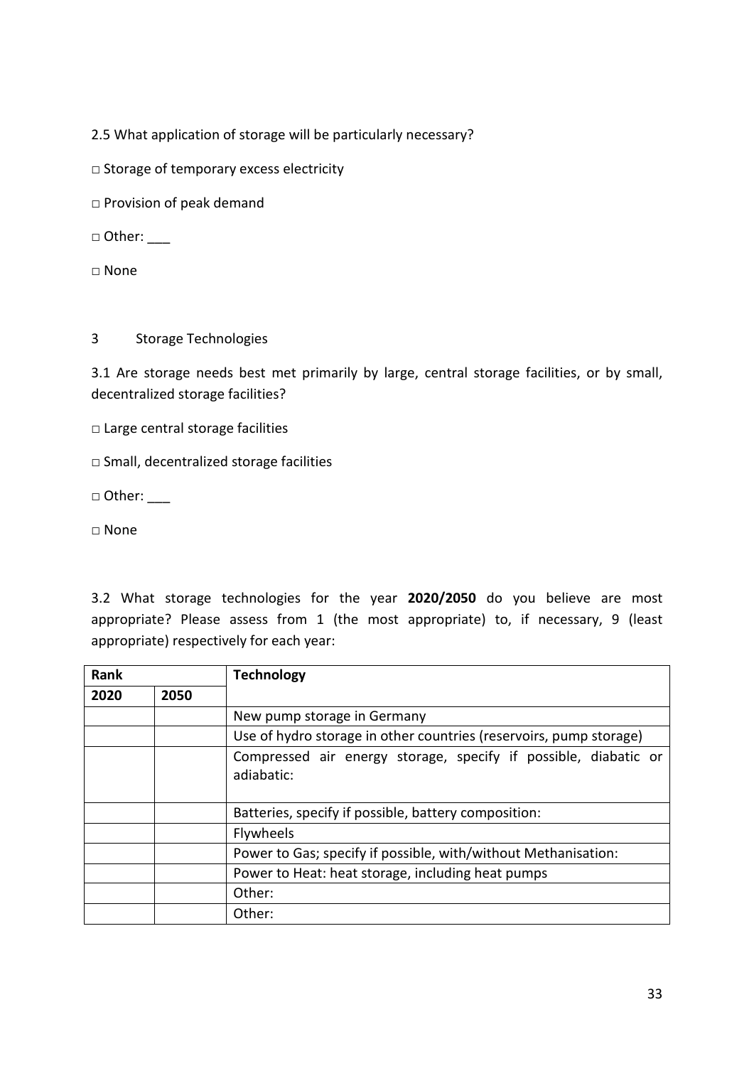2.5 What application of storage will be particularly necessary?

□ Storage of temporary excess electricity

□ Provision of peak demand

□ Other: ___

□ None

## 3 Storage Technologies

3.1 Are storage needs best met primarily by large, central storage facilities, or by small, decentralized storage facilities?

□ Large central storage facilities

□ Small, decentralized storage facilities

□ Other: ___

□ None

3.2 What storage technologies for the year **2020/2050** do you believe are most appropriate? Please assess from 1 (the most appropriate) to, if necessary, 9 (least appropriate) respectively for each year:

| Rank | | Technology |
|---|---|---|
| 2020 | 2050 | |
| | | New pump storage in Germany |
| | | Use of hydro storage in other countries (reservoirs, pump storage) |
| | | Compressed air energy storage, specify if possible, diabatic or adiabatic: |
| | | Batteries, specify if possible, battery composition: |
| | | Flywheels |
| | | Power to Gas; specify if possible, with/without Methanisation: |
| | | Power to Heat: heat storage, including heat pumps |
| | | Other: |
| | | Other: |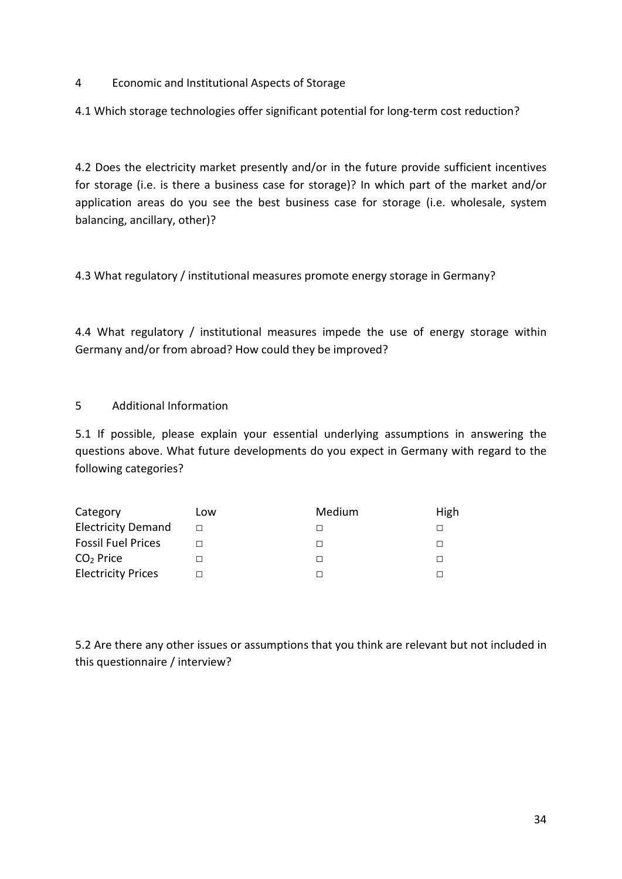## 4 Economic and Institutional Aspects of Storage

4.1 Which storage technologies offer significant potential for long-term cost reduction?

4.2 Does the electricity market presently and/or in the future provide sufficient incentives for storage (i.e. is there a business case for storage)? In which part of the market and/or application areas do you see the best business case for storage (i.e. wholesale, system balancing, ancillary, other)?

4.3 What regulatory / institutional measures promote energy storage in Germany?

4.4 What regulatory / institutional measures impede the use of energy storage within Germany and/or from abroad? How could they be improved?

## 5 Additional Information

5.1 If possible, please explain your essential underlying assumptions in answering the questions above. What future developments do you expect in Germany with regard to the following categories?

| Category | Low | Medium | High |
|---|---|---|---|
| Electricity Demand | □ | □ | □ |
| Fossil Fuel Prices | □ | □ | □ |
| $CO_2$ Price | □ | □ | □ |
| Electricity Prices | □ | □ | □ |

5.2 Are there any other issues or assumptions that you think are relevant but not included in this questionnaire / interview?